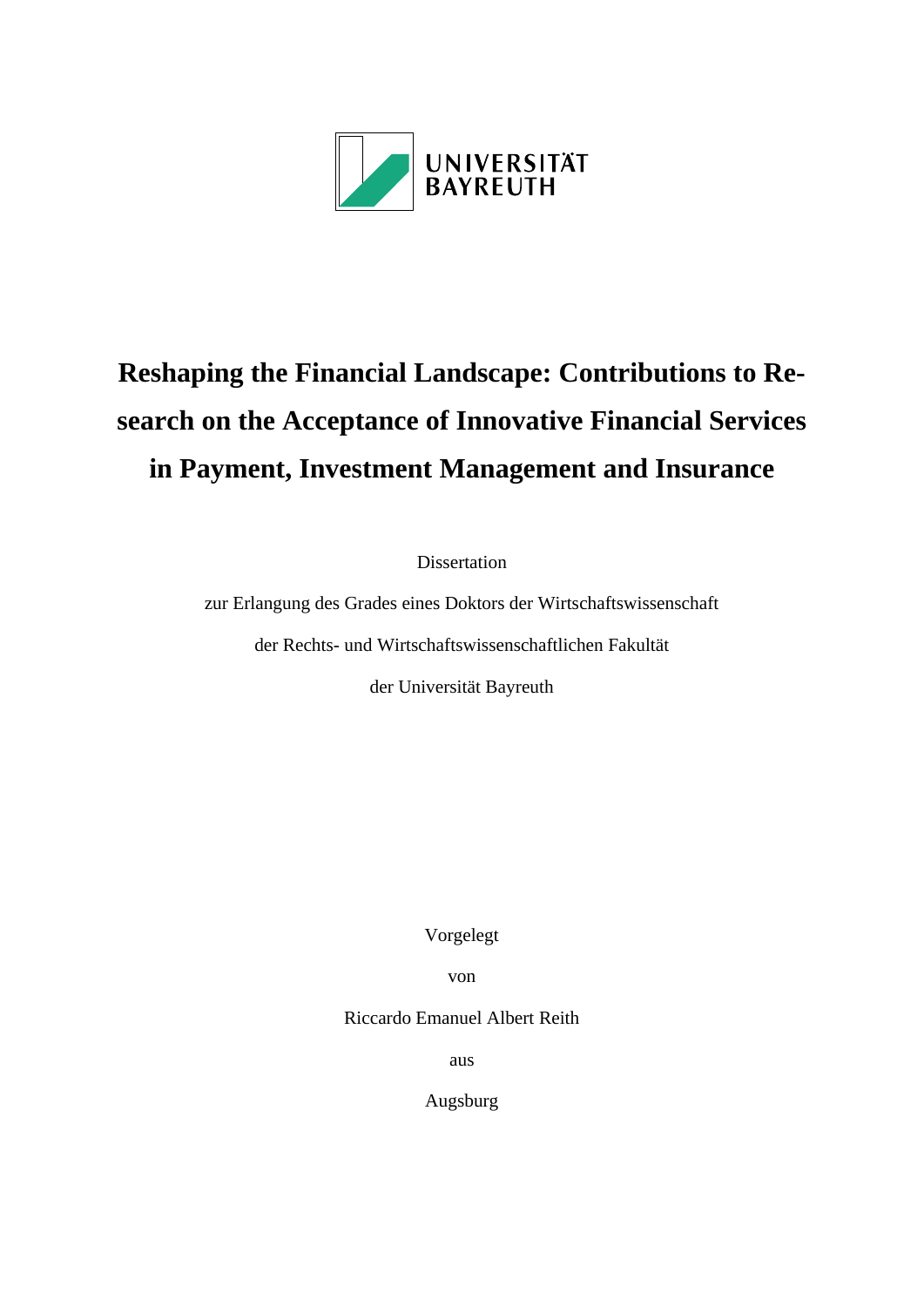UNIVERSITÄT BAYREUTH

# Reshaping the Financial Landscape: Contributions to Research on the Acceptance of Innovative Financial Services in Payment, Investment Management and Insurance

Dissertation

zur Erlangung des Grades eines Doktors der Wirtschaftswissenschaft

der Rechts- und Wirtschaftswissenschaftlichen Fakultät

der Universität Bayreuth

Vorgelegt

von

Riccardo Emanuel Albert Reith

aus

Augsburg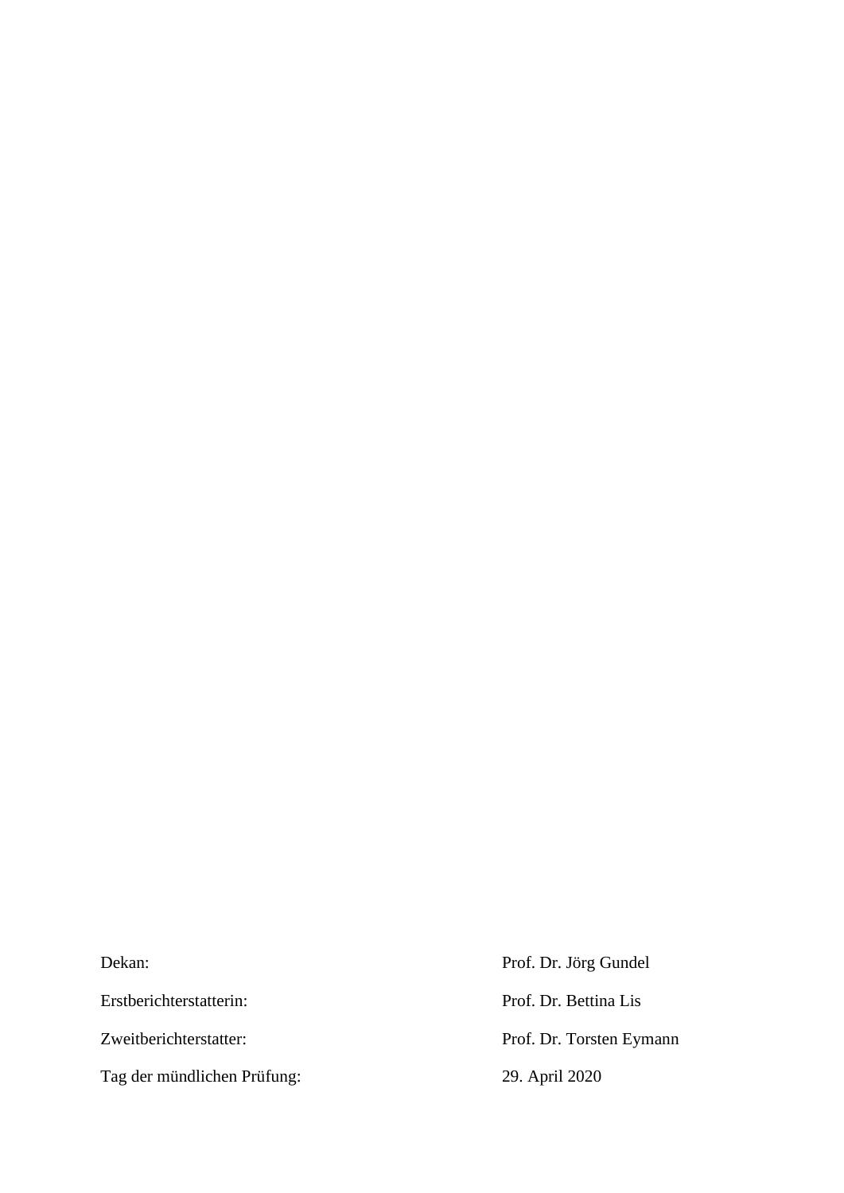| | |
|---|---|
| Dekan: | Prof. Dr. Jörg Gundel |
| Erstberichterstatterin: | Prof. Dr. Bettina Lis |
| Zweitberichterstatter: | Prof. Dr. Torsten Eymann |
| Tag der mündlichen Prüfung: | 29. April 2020 |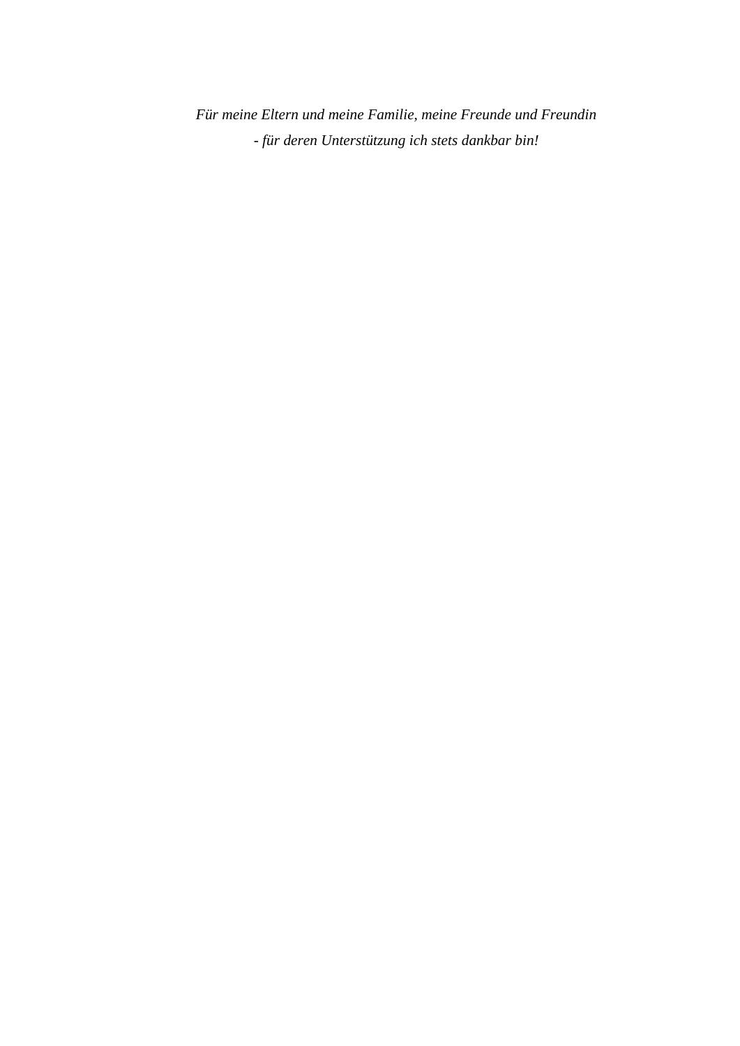*Für meine Eltern und meine Familie, meine Freunde und Freundin*
*- für deren Unterstützung ich stets dankbar bin!*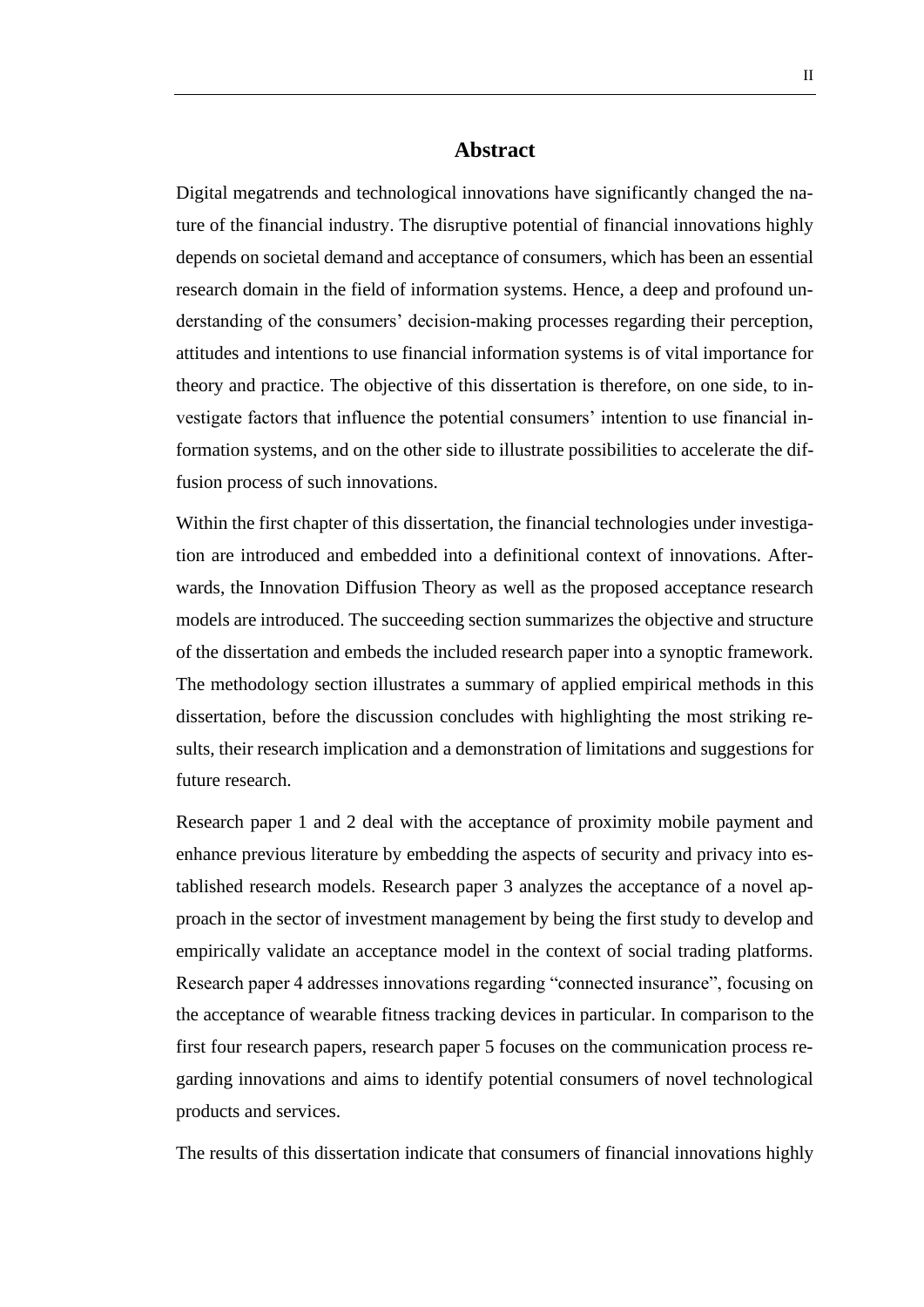## Abstract

Digital megatrends and technological innovations have significantly changed the nature of the financial industry. The disruptive potential of financial innovations highly depends on societal demand and acceptance of consumers, which has been an essential research domain in the field of information systems. Hence, a deep and profound understanding of the consumers' decision-making processes regarding their perception, attitudes and intentions to use financial information systems is of vital importance for theory and practice. The objective of this dissertation is therefore, on one side, to investigate factors that influence the potential consumers' intention to use financial information systems, and on the other side to illustrate possibilities to accelerate the diffusion process of such innovations.

Within the first chapter of this dissertation, the financial technologies under investigation are introduced and embedded into a definitional context of innovations. Afterwards, the Innovation Diffusion Theory as well as the proposed acceptance research models are introduced. The succeeding section summarizes the objective and structure of the dissertation and embeds the included research paper into a synoptic framework. The methodology section illustrates a summary of applied empirical methods in this dissertation, before the discussion concludes with highlighting the most striking results, their research implication and a demonstration of limitations and suggestions for future research.

Research paper 1 and 2 deal with the acceptance of proximity mobile payment and enhance previous literature by embedding the aspects of security and privacy into established research models. Research paper 3 analyzes the acceptance of a novel approach in the sector of investment management by being the first study to develop and empirically validate an acceptance model in the context of social trading platforms. Research paper 4 addresses innovations regarding "connected insurance", focusing on the acceptance of wearable fitness tracking devices in particular. In comparison to the first four research papers, research paper 5 focuses on the communication process regarding innovations and aims to identify potential consumers of novel technological products and services.

The results of this dissertation indicate that consumers of financial innovations highly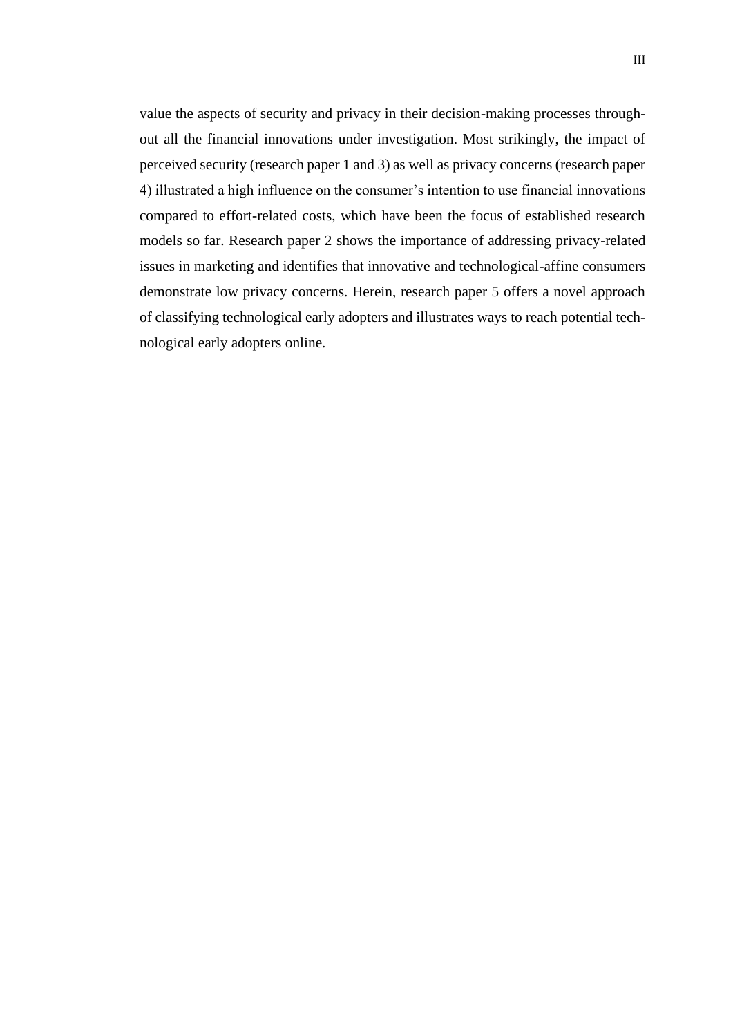value the aspects of security and privacy in their decision-making processes throughout all the financial innovations under investigation. Most strikingly, the impact of perceived security (research paper 1 and 3) as well as privacy concerns (research paper 4) illustrated a high influence on the consumer's intention to use financial innovations compared to effort-related costs, which have been the focus of established research models so far. Research paper 2 shows the importance of addressing privacy-related issues in marketing and identifies that innovative and technological-affine consumers demonstrate low privacy concerns. Herein, research paper 5 offers a novel approach of classifying technological early adopters and illustrates ways to reach potential technological early adopters online.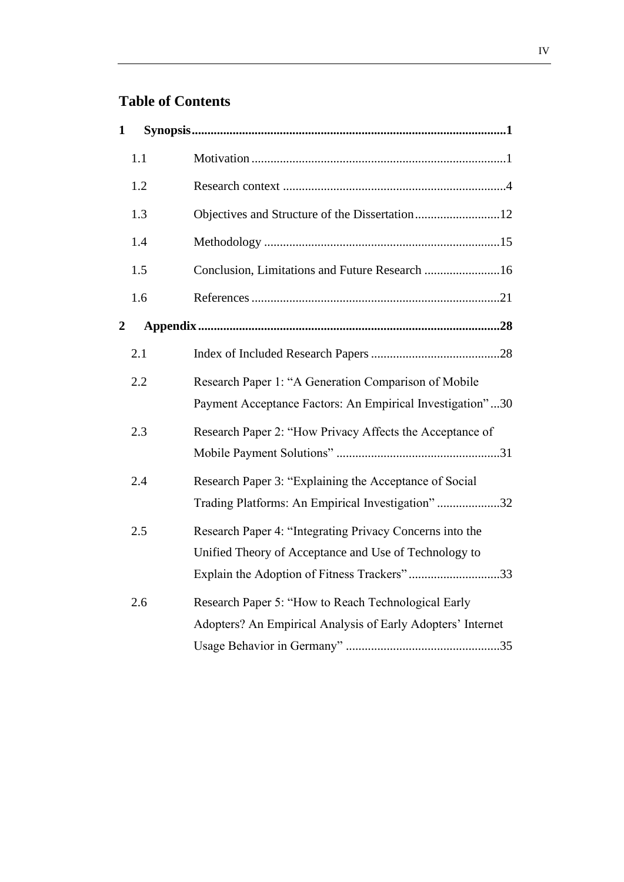## Table of Contents

**1 Synopsis** .......... **1**

- 1.1 Motivation .......... 1
- 1.2 Research context .......... 4
- 1.3 Objectives and Structure of the Dissertation .......... 12
- 1.4 Methodology .......... 15
- 1.5 Conclusion, Limitations and Future Research .......... 16
- 1.6 References .......... 21

**2 Appendix** .......... **28**

- 2.1 Index of Included Research Papers .......... 28
- 2.2 Research Paper 1: "A Generation Comparison of Mobile Payment Acceptance Factors: An Empirical Investigation" .......... 30
- 2.3 Research Paper 2: "How Privacy Affects the Acceptance of Mobile Payment Solutions" .......... 31
- 2.4 Research Paper 3: "Explaining the Acceptance of Social Trading Platforms: An Empirical Investigation" .......... 32
- 2.5 Research Paper 4: "Integrating Privacy Concerns into the Unified Theory of Acceptance and Use of Technology to Explain the Adoption of Fitness Trackers" .......... 33
- 2.6 Research Paper 5: "How to Reach Technological Early Adopters? An Empirical Analysis of Early Adopters' Internet Usage Behavior in Germany" .......... 35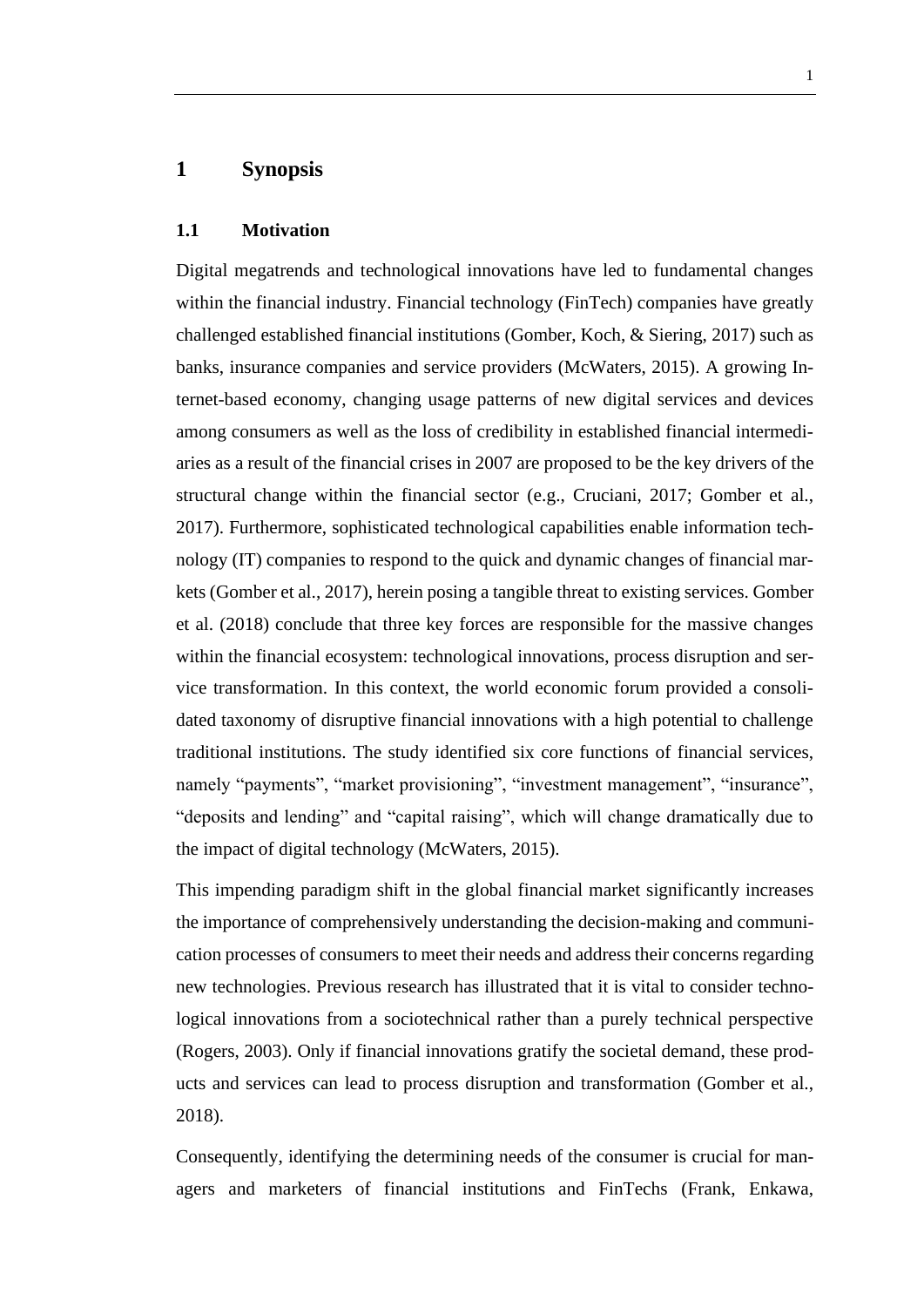# 1 Synopsis

## 1.1 Motivation

Digital megatrends and technological innovations have led to fundamental changes within the financial industry. Financial technology (FinTech) companies have greatly challenged established financial institutions (Gomber, Koch, & Siering, 2017) such as banks, insurance companies and service providers (McWaters, 2015). A growing Internet-based economy, changing usage patterns of new digital services and devices among consumers as well as the loss of credibility in established financial intermediaries as a result of the financial crises in 2007 are proposed to be the key drivers of the structural change within the financial sector (e.g., Cruciani, 2017; Gomber et al., 2017). Furthermore, sophisticated technological capabilities enable information technology (IT) companies to respond to the quick and dynamic changes of financial markets (Gomber et al., 2017), herein posing a tangible threat to existing services. Gomber et al. (2018) conclude that three key forces are responsible for the massive changes within the financial ecosystem: technological innovations, process disruption and service transformation. In this context, the world economic forum provided a consolidated taxonomy of disruptive financial innovations with a high potential to challenge traditional institutions. The study identified six core functions of financial services, namely "payments", "market provisioning", "investment management", "insurance", "deposits and lending" and "capital raising", which will change dramatically due to the impact of digital technology (McWaters, 2015).

This impending paradigm shift in the global financial market significantly increases the importance of comprehensively understanding the decision-making and communication processes of consumers to meet their needs and address their concerns regarding new technologies. Previous research has illustrated that it is vital to consider technological innovations from a sociotechnical rather than a purely technical perspective (Rogers, 2003). Only if financial innovations gratify the societal demand, these products and services can lead to process disruption and transformation (Gomber et al., 2018).

Consequently, identifying the determining needs of the consumer is crucial for managers and marketers of financial institutions and FinTechs (Frank, Enkawa,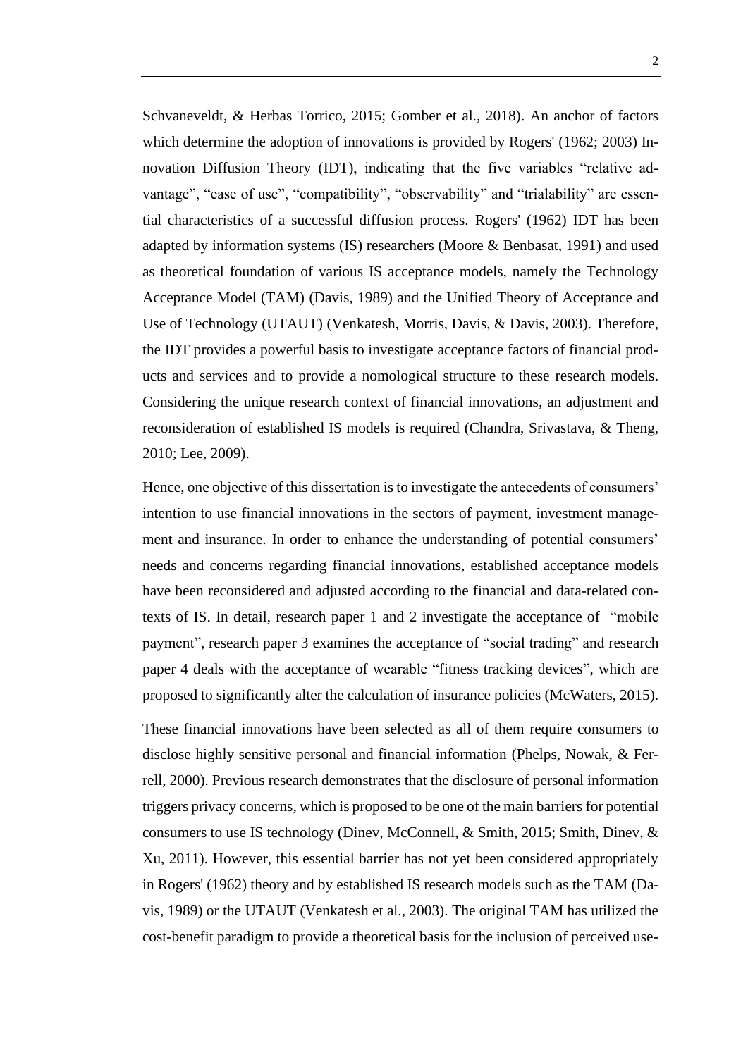Schvaneveldt, & Herbas Torrico, 2015; Gomber et al., 2018). An anchor of factors which determine the adoption of innovations is provided by Rogers' (1962; 2003) Innovation Diffusion Theory (IDT), indicating that the five variables "relative advantage", "ease of use", "compatibility", "observability" and "trialability" are essential characteristics of a successful diffusion process. Rogers' (1962) IDT has been adapted by information systems (IS) researchers (Moore & Benbasat, 1991) and used as theoretical foundation of various IS acceptance models, namely the Technology Acceptance Model (TAM) (Davis, 1989) and the Unified Theory of Acceptance and Use of Technology (UTAUT) (Venkatesh, Morris, Davis, & Davis, 2003). Therefore, the IDT provides a powerful basis to investigate acceptance factors of financial products and services and to provide a nomological structure to these research models. Considering the unique research context of financial innovations, an adjustment and reconsideration of established IS models is required (Chandra, Srivastava, & Theng, 2010; Lee, 2009).

Hence, one objective of this dissertation is to investigate the antecedents of consumers' intention to use financial innovations in the sectors of payment, investment management and insurance. In order to enhance the understanding of potential consumers' needs and concerns regarding financial innovations, established acceptance models have been reconsidered and adjusted according to the financial and data-related contexts of IS. In detail, research paper 1 and 2 investigate the acceptance of "mobile payment", research paper 3 examines the acceptance of "social trading" and research paper 4 deals with the acceptance of wearable "fitness tracking devices", which are proposed to significantly alter the calculation of insurance policies (McWaters, 2015).

These financial innovations have been selected as all of them require consumers to disclose highly sensitive personal and financial information (Phelps, Nowak, & Ferrell, 2000). Previous research demonstrates that the disclosure of personal information triggers privacy concerns, which is proposed to be one of the main barriers for potential consumers to use IS technology (Dinev, McConnell, & Smith, 2015; Smith, Dinev, & Xu, 2011). However, this essential barrier has not yet been considered appropriately in Rogers' (1962) theory and by established IS research models such as the TAM (Davis, 1989) or the UTAUT (Venkatesh et al., 2003). The original TAM has utilized the cost-benefit paradigm to provide a theoretical basis for the inclusion of perceived use-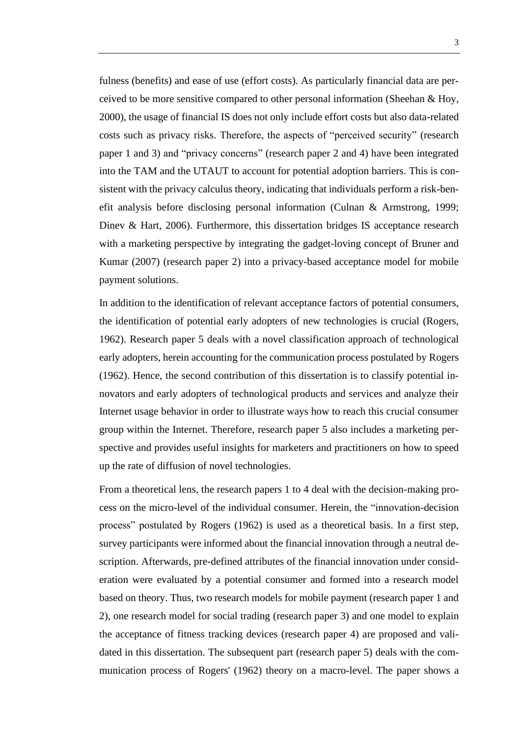fulness (benefits) and ease of use (effort costs). As particularly financial data are perceived to be more sensitive compared to other personal information (Sheehan & Hoy, 2000), the usage of financial IS does not only include effort costs but also data-related costs such as privacy risks. Therefore, the aspects of "perceived security" (research paper 1 and 3) and "privacy concerns" (research paper 2 and 4) have been integrated into the TAM and the UTAUT to account for potential adoption barriers. This is consistent with the privacy calculus theory, indicating that individuals perform a risk-benefit analysis before disclosing personal information (Culnan & Armstrong, 1999; Dinev & Hart, 2006). Furthermore, this dissertation bridges IS acceptance research with a marketing perspective by integrating the gadget-loving concept of Bruner and Kumar (2007) (research paper 2) into a privacy-based acceptance model for mobile payment solutions.

In addition to the identification of relevant acceptance factors of potential consumers, the identification of potential early adopters of new technologies is crucial (Rogers, 1962). Research paper 5 deals with a novel classification approach of technological early adopters, herein accounting for the communication process postulated by Rogers (1962). Hence, the second contribution of this dissertation is to classify potential innovators and early adopters of technological products and services and analyze their Internet usage behavior in order to illustrate ways how to reach this crucial consumer group within the Internet. Therefore, research paper 5 also includes a marketing perspective and provides useful insights for marketers and practitioners on how to speed up the rate of diffusion of novel technologies.

From a theoretical lens, the research papers 1 to 4 deal with the decision-making process on the micro-level of the individual consumer. Herein, the "innovation-decision process" postulated by Rogers (1962) is used as a theoretical basis. In a first step, survey participants were informed about the financial innovation through a neutral description. Afterwards, pre-defined attributes of the financial innovation under consideration were evaluated by a potential consumer and formed into a research model based on theory. Thus, two research models for mobile payment (research paper 1 and 2), one research model for social trading (research paper 3) and one model to explain the acceptance of fitness tracking devices (research paper 4) are proposed and validated in this dissertation. The subsequent part (research paper 5) deals with the communication process of Rogers' (1962) theory on a macro-level. The paper shows a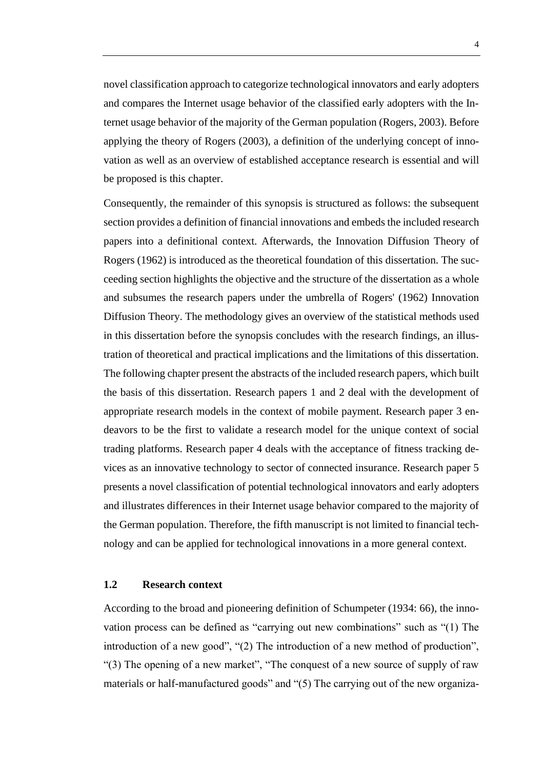novel classification approach to categorize technological innovators and early adopters and compares the Internet usage behavior of the classified early adopters with the Internet usage behavior of the majority of the German population (Rogers, 2003). Before applying the theory of Rogers (2003), a definition of the underlying concept of innovation as well as an overview of established acceptance research is essential and will be proposed is this chapter.

Consequently, the remainder of this synopsis is structured as follows: the subsequent section provides a definition of financial innovations and embeds the included research papers into a definitional context. Afterwards, the Innovation Diffusion Theory of Rogers (1962) is introduced as the theoretical foundation of this dissertation. The succeeding section highlights the objective and the structure of the dissertation as a whole and subsumes the research papers under the umbrella of Rogers' (1962) Innovation Diffusion Theory. The methodology gives an overview of the statistical methods used in this dissertation before the synopsis concludes with the research findings, an illustration of theoretical and practical implications and the limitations of this dissertation. The following chapter present the abstracts of the included research papers, which built the basis of this dissertation. Research papers 1 and 2 deal with the development of appropriate research models in the context of mobile payment. Research paper 3 endeavors to be the first to validate a research model for the unique context of social trading platforms. Research paper 4 deals with the acceptance of fitness tracking devices as an innovative technology to sector of connected insurance. Research paper 5 presents a novel classification of potential technological innovators and early adopters and illustrates differences in their Internet usage behavior compared to the majority of the German population. Therefore, the fifth manuscript is not limited to financial technology and can be applied for technological innovations in a more general context.

## 1.2 Research context

According to the broad and pioneering definition of Schumpeter (1934: 66), the innovation process can be defined as "carrying out new combinations" such as "(1) The introduction of a new good", "(2) The introduction of a new method of production", "(3) The opening of a new market", "The conquest of a new source of supply of raw materials or half-manufactured goods" and "(5) The carrying out of the new organiza-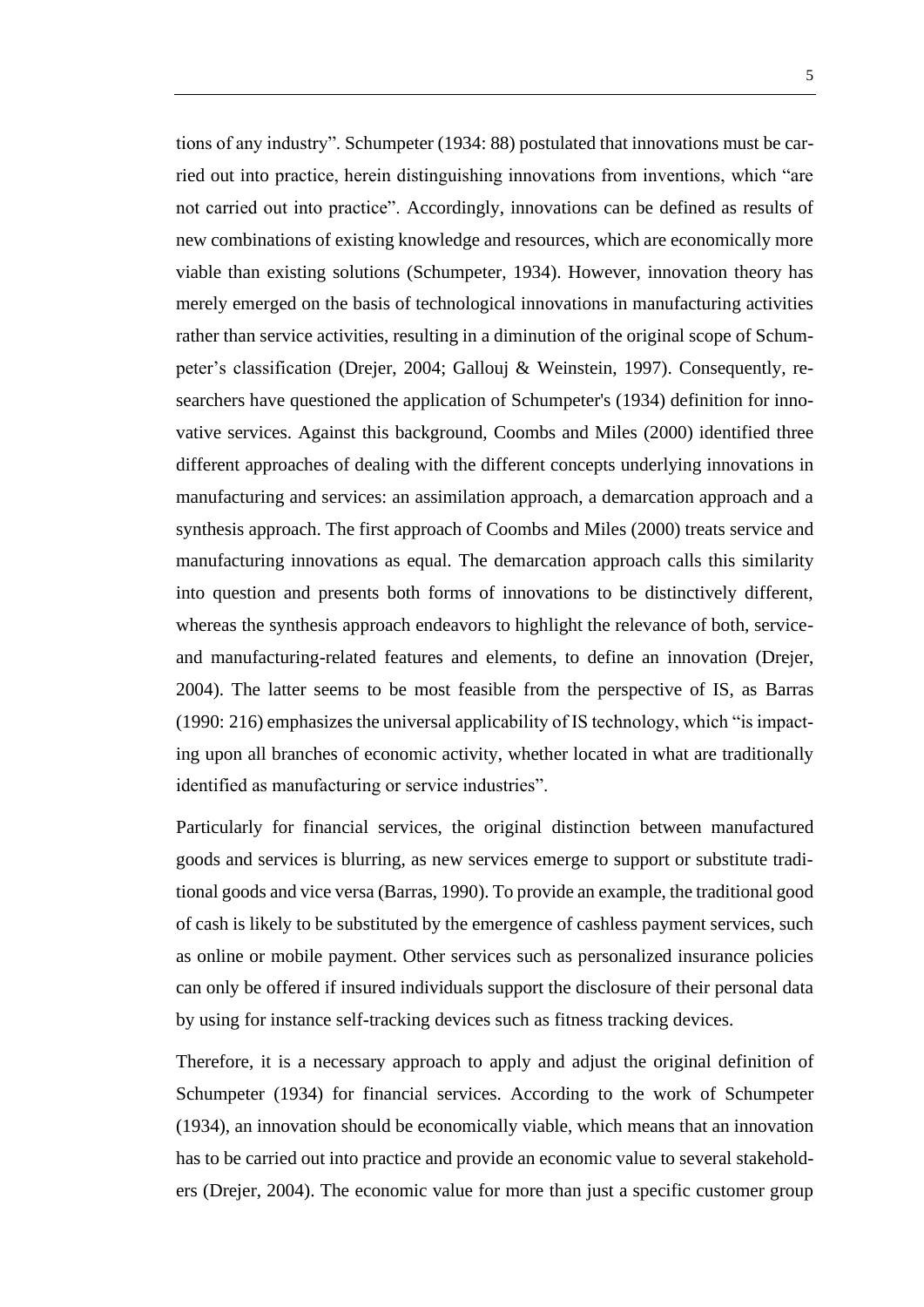tions of any industry". Schumpeter (1934: 88) postulated that innovations must be carried out into practice, herein distinguishing innovations from inventions, which "are not carried out into practice". Accordingly, innovations can be defined as results of new combinations of existing knowledge and resources, which are economically more viable than existing solutions (Schumpeter, 1934). However, innovation theory has merely emerged on the basis of technological innovations in manufacturing activities rather than service activities, resulting in a diminution of the original scope of Schumpeter's classification (Drejer, 2004; Gallouj & Weinstein, 1997). Consequently, researchers have questioned the application of Schumpeter's (1934) definition for innovative services. Against this background, Coombs and Miles (2000) identified three different approaches of dealing with the different concepts underlying innovations in manufacturing and services: an assimilation approach, a demarcation approach and a synthesis approach. The first approach of Coombs and Miles (2000) treats service and manufacturing innovations as equal. The demarcation approach calls this similarity into question and presents both forms of innovations to be distinctively different, whereas the synthesis approach endeavors to highlight the relevance of both, service- and manufacturing-related features and elements, to define an innovation (Drejer, 2004). The latter seems to be most feasible from the perspective of IS, as Barras (1990: 216) emphasizes the universal applicability of IS technology, which "is impacting upon all branches of economic activity, whether located in what are traditionally identified as manufacturing or service industries".

Particularly for financial services, the original distinction between manufactured goods and services is blurring, as new services emerge to support or substitute traditional goods and vice versa (Barras, 1990). To provide an example, the traditional good of cash is likely to be substituted by the emergence of cashless payment services, such as online or mobile payment. Other services such as personalized insurance policies can only be offered if insured individuals support the disclosure of their personal data by using for instance self-tracking devices such as fitness tracking devices.

Therefore, it is a necessary approach to apply and adjust the original definition of Schumpeter (1934) for financial services. According to the work of Schumpeter (1934), an innovation should be economically viable, which means that an innovation has to be carried out into practice and provide an economic value to several stakeholders (Drejer, 2004). The economic value for more than just a specific customer group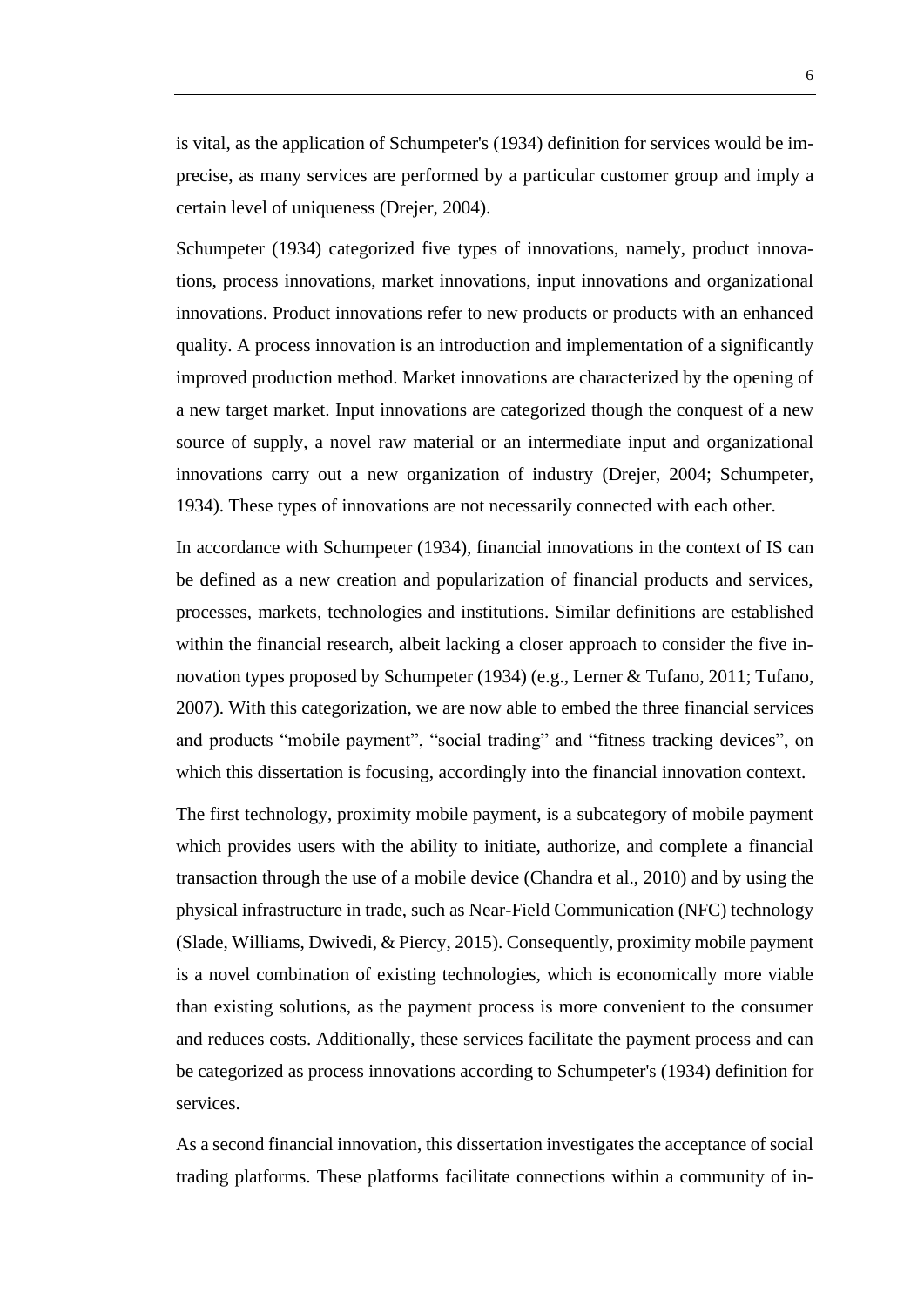is vital, as the application of Schumpeter's (1934) definition for services would be imprecise, as many services are performed by a particular customer group and imply a certain level of uniqueness (Drejer, 2004).

Schumpeter (1934) categorized five types of innovations, namely, product innovations, process innovations, market innovations, input innovations and organizational innovations. Product innovations refer to new products or products with an enhanced quality. A process innovation is an introduction and implementation of a significantly improved production method. Market innovations are characterized by the opening of a new target market. Input innovations are categorized though the conquest of a new source of supply, a novel raw material or an intermediate input and organizational innovations carry out a new organization of industry (Drejer, 2004; Schumpeter, 1934). These types of innovations are not necessarily connected with each other.

In accordance with Schumpeter (1934), financial innovations in the context of IS can be defined as a new creation and popularization of financial products and services, processes, markets, technologies and institutions. Similar definitions are established within the financial research, albeit lacking a closer approach to consider the five innovation types proposed by Schumpeter (1934) (e.g., Lerner & Tufano, 2011; Tufano, 2007). With this categorization, we are now able to embed the three financial services and products "mobile payment", "social trading" and "fitness tracking devices", on which this dissertation is focusing, accordingly into the financial innovation context.

The first technology, proximity mobile payment, is a subcategory of mobile payment which provides users with the ability to initiate, authorize, and complete a financial transaction through the use of a mobile device (Chandra et al., 2010) and by using the physical infrastructure in trade, such as Near-Field Communication (NFC) technology (Slade, Williams, Dwivedi, & Piercy, 2015). Consequently, proximity mobile payment is a novel combination of existing technologies, which is economically more viable than existing solutions, as the payment process is more convenient to the consumer and reduces costs. Additionally, these services facilitate the payment process and can be categorized as process innovations according to Schumpeter's (1934) definition for services.

As a second financial innovation, this dissertation investigates the acceptance of social trading platforms. These platforms facilitate connections within a community of in-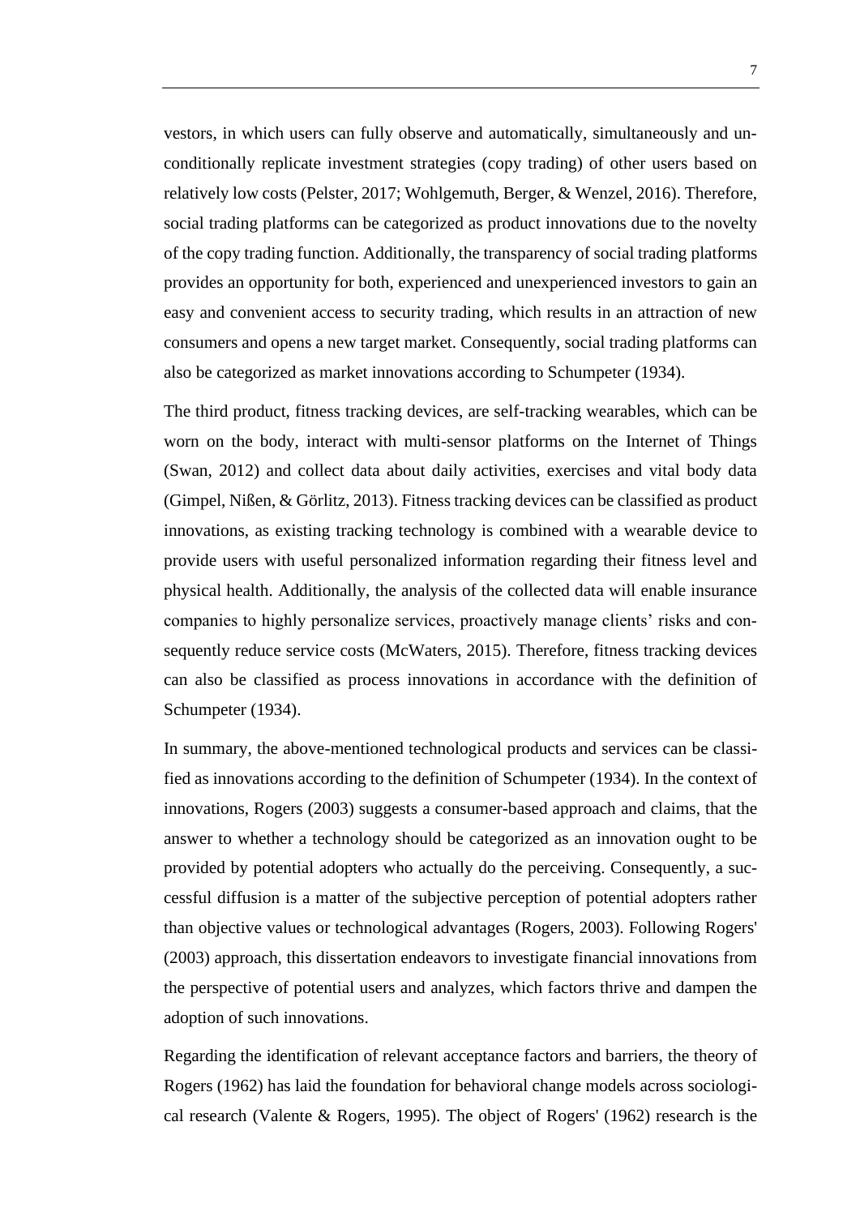vestors, in which users can fully observe and automatically, simultaneously and unconditionally replicate investment strategies (copy trading) of other users based on relatively low costs (Pelster, 2017; Wohlgemuth, Berger, & Wenzel, 2016). Therefore, social trading platforms can be categorized as product innovations due to the novelty of the copy trading function. Additionally, the transparency of social trading platforms provides an opportunity for both, experienced and unexperienced investors to gain an easy and convenient access to security trading, which results in an attraction of new consumers and opens a new target market. Consequently, social trading platforms can also be categorized as market innovations according to Schumpeter (1934).

The third product, fitness tracking devices, are self-tracking wearables, which can be worn on the body, interact with multi-sensor platforms on the Internet of Things (Swan, 2012) and collect data about daily activities, exercises and vital body data (Gimpel, Nißen, & Görlitz, 2013). Fitness tracking devices can be classified as product innovations, as existing tracking technology is combined with a wearable device to provide users with useful personalized information regarding their fitness level and physical health. Additionally, the analysis of the collected data will enable insurance companies to highly personalize services, proactively manage clients' risks and consequently reduce service costs (McWaters, 2015). Therefore, fitness tracking devices can also be classified as process innovations in accordance with the definition of Schumpeter (1934).

In summary, the above-mentioned technological products and services can be classified as innovations according to the definition of Schumpeter (1934). In the context of innovations, Rogers (2003) suggests a consumer-based approach and claims, that the answer to whether a technology should be categorized as an innovation ought to be provided by potential adopters who actually do the perceiving. Consequently, a successful diffusion is a matter of the subjective perception of potential adopters rather than objective values or technological advantages (Rogers, 2003). Following Rogers' (2003) approach, this dissertation endeavors to investigate financial innovations from the perspective of potential users and analyzes, which factors thrive and dampen the adoption of such innovations.

Regarding the identification of relevant acceptance factors and barriers, the theory of Rogers (1962) has laid the foundation for behavioral change models across sociological research (Valente & Rogers, 1995). The object of Rogers' (1962) research is the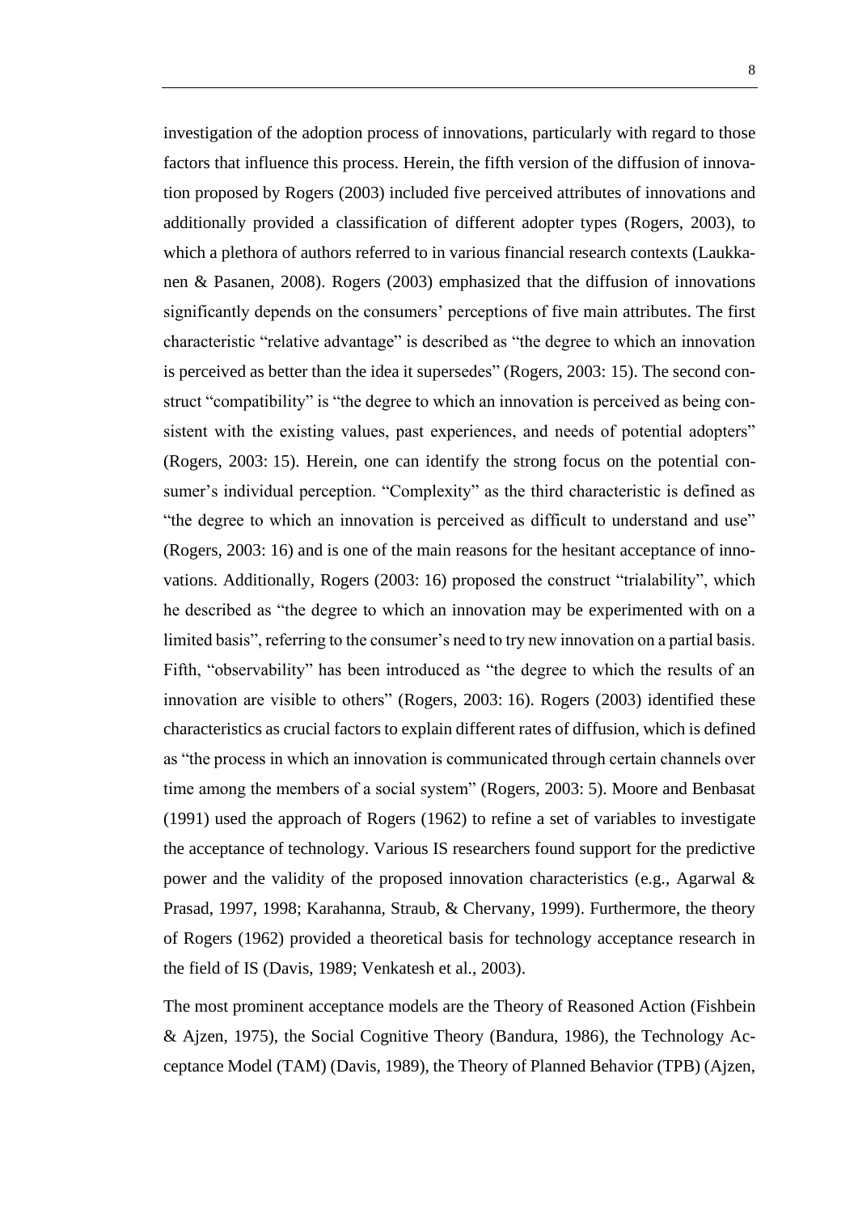investigation of the adoption process of innovations, particularly with regard to those factors that influence this process. Herein, the fifth version of the diffusion of innovation proposed by Rogers (2003) included five perceived attributes of innovations and additionally provided a classification of different adopter types (Rogers, 2003), to which a plethora of authors referred to in various financial research contexts (Laukkanen & Pasanen, 2008). Rogers (2003) emphasized that the diffusion of innovations significantly depends on the consumers' perceptions of five main attributes. The first characteristic "relative advantage" is described as "the degree to which an innovation is perceived as better than the idea it supersedes" (Rogers, 2003: 15). The second construct "compatibility" is "the degree to which an innovation is perceived as being consistent with the existing values, past experiences, and needs of potential adopters" (Rogers, 2003: 15). Herein, one can identify the strong focus on the potential consumer's individual perception. "Complexity" as the third characteristic is defined as "the degree to which an innovation is perceived as difficult to understand and use" (Rogers, 2003: 16) and is one of the main reasons for the hesitant acceptance of innovations. Additionally, Rogers (2003: 16) proposed the construct "trialability", which he described as "the degree to which an innovation may be experimented with on a limited basis", referring to the consumer's need to try new innovation on a partial basis. Fifth, "observability" has been introduced as "the degree to which the results of an innovation are visible to others" (Rogers, 2003: 16). Rogers (2003) identified these characteristics as crucial factors to explain different rates of diffusion, which is defined as "the process in which an innovation is communicated through certain channels over time among the members of a social system" (Rogers, 2003: 5). Moore and Benbasat (1991) used the approach of Rogers (1962) to refine a set of variables to investigate the acceptance of technology. Various IS researchers found support for the predictive power and the validity of the proposed innovation characteristics (e.g., Agarwal & Prasad, 1997, 1998; Karahanna, Straub, & Chervany, 1999). Furthermore, the theory of Rogers (1962) provided a theoretical basis for technology acceptance research in the field of IS (Davis, 1989; Venkatesh et al., 2003).

The most prominent acceptance models are the Theory of Reasoned Action (Fishbein & Ajzen, 1975), the Social Cognitive Theory (Bandura, 1986), the Technology Acceptance Model (TAM) (Davis, 1989), the Theory of Planned Behavior (TPB) (Ajzen,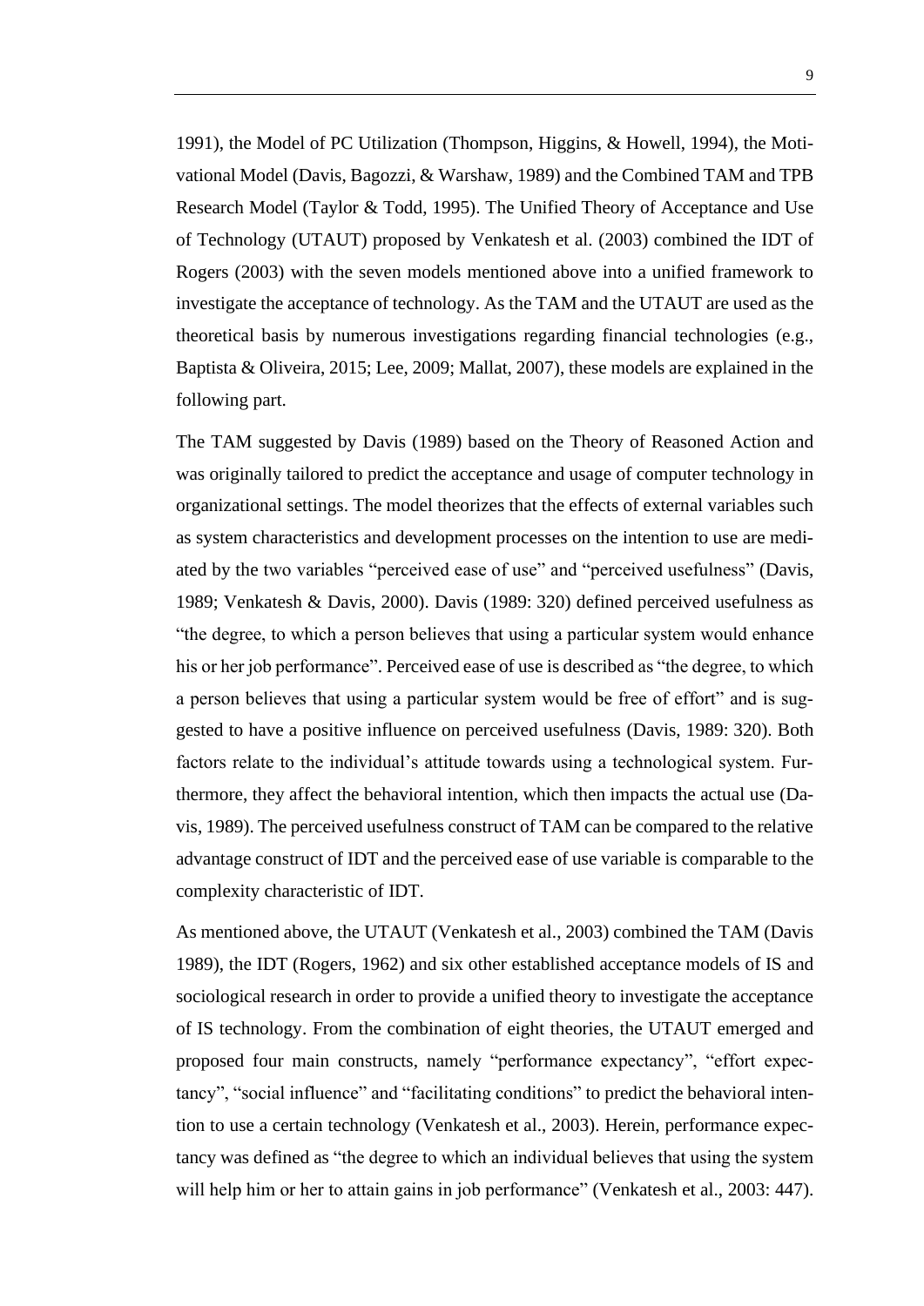1991), the Model of PC Utilization (Thompson, Higgins, & Howell, 1994), the Motivational Model (Davis, Bagozzi, & Warshaw, 1989) and the Combined TAM and TPB Research Model (Taylor & Todd, 1995). The Unified Theory of Acceptance and Use of Technology (UTAUT) proposed by Venkatesh et al. (2003) combined the IDT of Rogers (2003) with the seven models mentioned above into a unified framework to investigate the acceptance of technology. As the TAM and the UTAUT are used as the theoretical basis by numerous investigations regarding financial technologies (e.g., Baptista & Oliveira, 2015; Lee, 2009; Mallat, 2007), these models are explained in the following part.

The TAM suggested by Davis (1989) based on the Theory of Reasoned Action and was originally tailored to predict the acceptance and usage of computer technology in organizational settings. The model theorizes that the effects of external variables such as system characteristics and development processes on the intention to use are mediated by the two variables "perceived ease of use" and "perceived usefulness" (Davis, 1989; Venkatesh & Davis, 2000). Davis (1989: 320) defined perceived usefulness as "the degree, to which a person believes that using a particular system would enhance his or her job performance". Perceived ease of use is described as "the degree, to which a person believes that using a particular system would be free of effort" and is suggested to have a positive influence on perceived usefulness (Davis, 1989: 320). Both factors relate to the individual's attitude towards using a technological system. Furthermore, they affect the behavioral intention, which then impacts the actual use (Davis, 1989). The perceived usefulness construct of TAM can be compared to the relative advantage construct of IDT and the perceived ease of use variable is comparable to the complexity characteristic of IDT.

As mentioned above, the UTAUT (Venkatesh et al., 2003) combined the TAM (Davis 1989), the IDT (Rogers, 1962) and six other established acceptance models of IS and sociological research in order to provide a unified theory to investigate the acceptance of IS technology. From the combination of eight theories, the UTAUT emerged and proposed four main constructs, namely "performance expectancy", "effort expectancy", "social influence" and "facilitating conditions" to predict the behavioral intention to use a certain technology (Venkatesh et al., 2003). Herein, performance expectancy was defined as "the degree to which an individual believes that using the system will help him or her to attain gains in job performance" (Venkatesh et al., 2003: 447).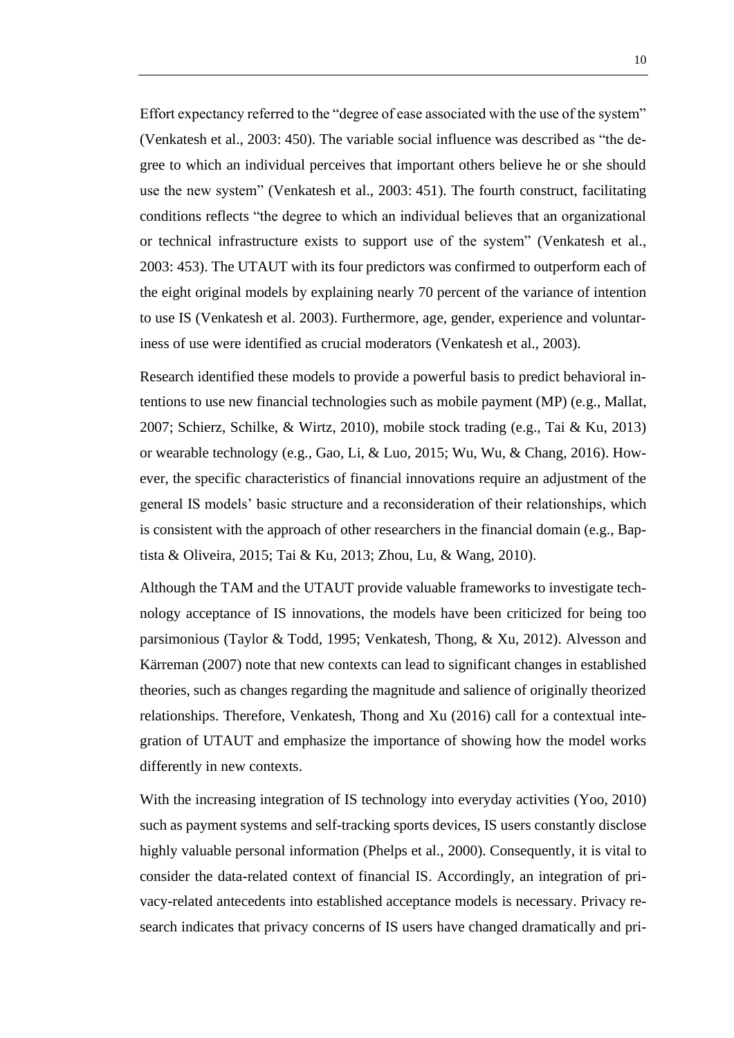Effort expectancy referred to the "degree of ease associated with the use of the system" (Venkatesh et al., 2003: 450). The variable social influence was described as "the degree to which an individual perceives that important others believe he or she should use the new system" (Venkatesh et al., 2003: 451). The fourth construct, facilitating conditions reflects "the degree to which an individual believes that an organizational or technical infrastructure exists to support use of the system" (Venkatesh et al., 2003: 453). The UTAUT with its four predictors was confirmed to outperform each of the eight original models by explaining nearly 70 percent of the variance of intention to use IS (Venkatesh et al. 2003). Furthermore, age, gender, experience and voluntariness of use were identified as crucial moderators (Venkatesh et al., 2003).

Research identified these models to provide a powerful basis to predict behavioral intentions to use new financial technologies such as mobile payment (MP) (e.g., Mallat, 2007; Schierz, Schilke, & Wirtz, 2010), mobile stock trading (e.g., Tai & Ku, 2013) or wearable technology (e.g., Gao, Li, & Luo, 2015; Wu, Wu, & Chang, 2016). However, the specific characteristics of financial innovations require an adjustment of the general IS models' basic structure and a reconsideration of their relationships, which is consistent with the approach of other researchers in the financial domain (e.g., Baptista & Oliveira, 2015; Tai & Ku, 2013; Zhou, Lu, & Wang, 2010).

Although the TAM and the UTAUT provide valuable frameworks to investigate technology acceptance of IS innovations, the models have been criticized for being too parsimonious (Taylor & Todd, 1995; Venkatesh, Thong, & Xu, 2012). Alvesson and Kärreman (2007) note that new contexts can lead to significant changes in established theories, such as changes regarding the magnitude and salience of originally theorized relationships. Therefore, Venkatesh, Thong and Xu (2016) call for a contextual integration of UTAUT and emphasize the importance of showing how the model works differently in new contexts.

With the increasing integration of IS technology into everyday activities (Yoo, 2010) such as payment systems and self-tracking sports devices, IS users constantly disclose highly valuable personal information (Phelps et al., 2000). Consequently, it is vital to consider the data-related context of financial IS. Accordingly, an integration of privacy-related antecedents into established acceptance models is necessary. Privacy research indicates that privacy concerns of IS users have changed dramatically and pri-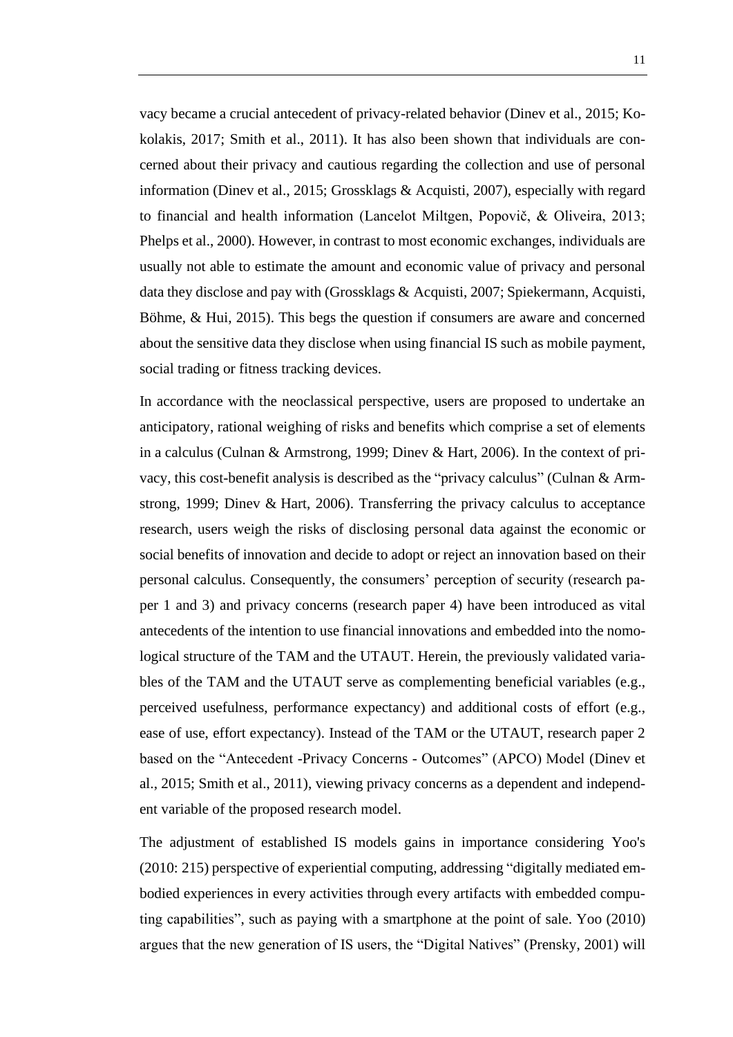vacy became a crucial antecedent of privacy-related behavior (Dinev et al., 2015; Kokolakis, 2017; Smith et al., 2011). It has also been shown that individuals are concerned about their privacy and cautious regarding the collection and use of personal information (Dinev et al., 2015; Grossklags & Acquisti, 2007), especially with regard to financial and health information (Lancelot Miltgen, Popovič, & Oliveira, 2013; Phelps et al., 2000). However, in contrast to most economic exchanges, individuals are usually not able to estimate the amount and economic value of privacy and personal data they disclose and pay with (Grossklags & Acquisti, 2007; Spiekermann, Acquisti, Böhme, & Hui, 2015). This begs the question if consumers are aware and concerned about the sensitive data they disclose when using financial IS such as mobile payment, social trading or fitness tracking devices.

In accordance with the neoclassical perspective, users are proposed to undertake an anticipatory, rational weighing of risks and benefits which comprise a set of elements in a calculus (Culnan & Armstrong, 1999; Dinev & Hart, 2006). In the context of privacy, this cost-benefit analysis is described as the "privacy calculus" (Culnan & Armstrong, 1999; Dinev & Hart, 2006). Transferring the privacy calculus to acceptance research, users weigh the risks of disclosing personal data against the economic or social benefits of innovation and decide to adopt or reject an innovation based on their personal calculus. Consequently, the consumers' perception of security (research paper 1 and 3) and privacy concerns (research paper 4) have been introduced as vital antecedents of the intention to use financial innovations and embedded into the nomological structure of the TAM and the UTAUT. Herein, the previously validated variables of the TAM and the UTAUT serve as complementing beneficial variables (e.g., perceived usefulness, performance expectancy) and additional costs of effort (e.g., ease of use, effort expectancy). Instead of the TAM or the UTAUT, research paper 2 based on the "Antecedent -Privacy Concerns - Outcomes" (APCO) Model (Dinev et al., 2015; Smith et al., 2011), viewing privacy concerns as a dependent and independent variable of the proposed research model.

The adjustment of established IS models gains in importance considering Yoo's (2010: 215) perspective of experiential computing, addressing "digitally mediated embodied experiences in every activities through every artifacts with embedded computing capabilities", such as paying with a smartphone at the point of sale. Yoo (2010) argues that the new generation of IS users, the "Digital Natives" (Prensky, 2001) will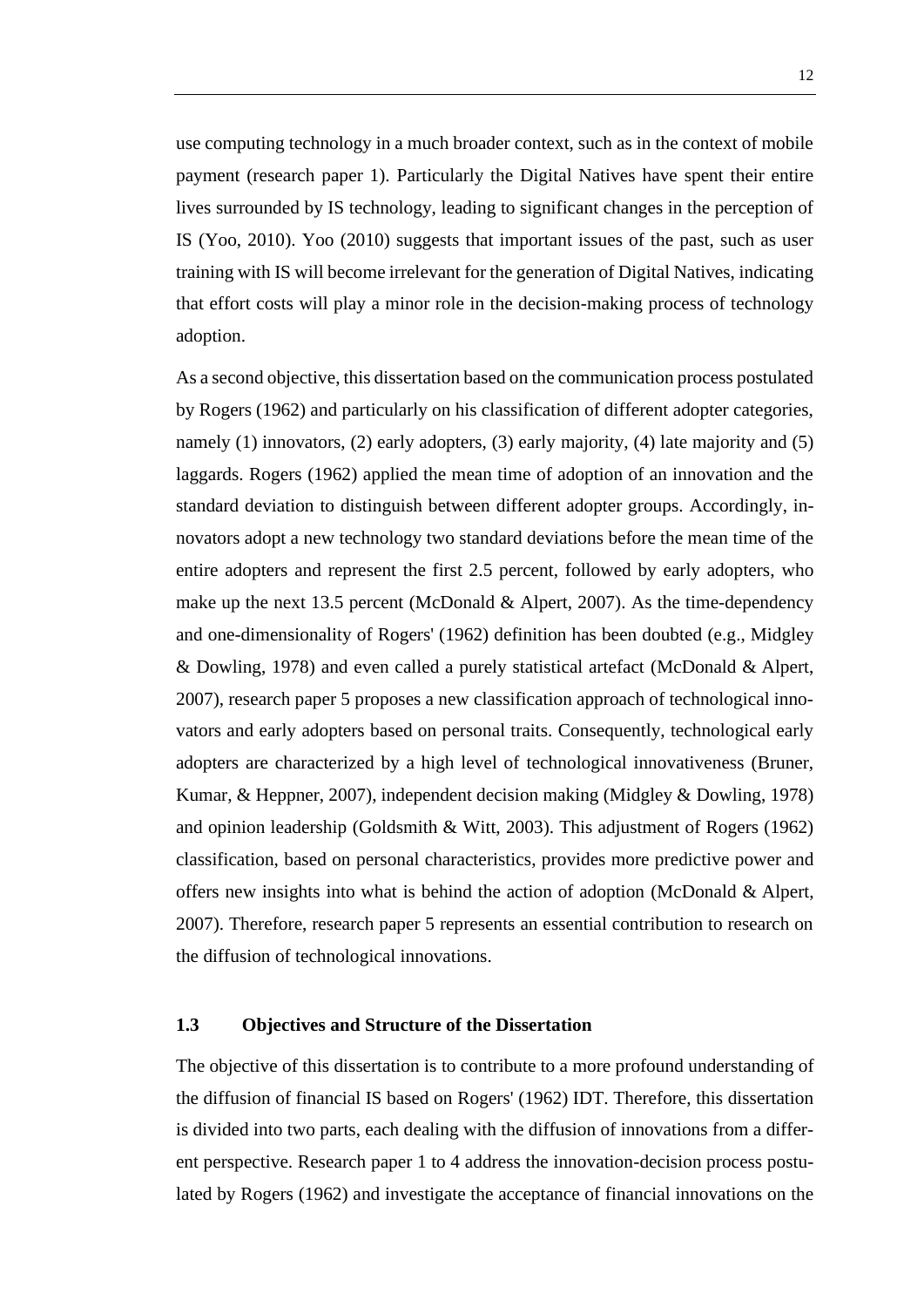use computing technology in a much broader context, such as in the context of mobile payment (research paper 1). Particularly the Digital Natives have spent their entire lives surrounded by IS technology, leading to significant changes in the perception of IS (Yoo, 2010). Yoo (2010) suggests that important issues of the past, such as user training with IS will become irrelevant for the generation of Digital Natives, indicating that effort costs will play a minor role in the decision-making process of technology adoption.

As a second objective, this dissertation based on the communication process postulated by Rogers (1962) and particularly on his classification of different adopter categories, namely (1) innovators, (2) early adopters, (3) early majority, (4) late majority and (5) laggards. Rogers (1962) applied the mean time of adoption of an innovation and the standard deviation to distinguish between different adopter groups. Accordingly, innovators adopt a new technology two standard deviations before the mean time of the entire adopters and represent the first 2.5 percent, followed by early adopters, who make up the next 13.5 percent (McDonald & Alpert, 2007). As the time-dependency and one-dimensionality of Rogers' (1962) definition has been doubted (e.g., Midgley & Dowling, 1978) and even called a purely statistical artefact (McDonald & Alpert, 2007), research paper 5 proposes a new classification approach of technological innovators and early adopters based on personal traits. Consequently, technological early adopters are characterized by a high level of technological innovativeness (Bruner, Kumar, & Heppner, 2007), independent decision making (Midgley & Dowling, 1978) and opinion leadership (Goldsmith & Witt, 2003). This adjustment of Rogers (1962) classification, based on personal characteristics, provides more predictive power and offers new insights into what is behind the action of adoption (McDonald & Alpert, 2007). Therefore, research paper 5 represents an essential contribution to research on the diffusion of technological innovations.

### 1.3 Objectives and Structure of the Dissertation

The objective of this dissertation is to contribute to a more profound understanding of the diffusion of financial IS based on Rogers' (1962) IDT. Therefore, this dissertation is divided into two parts, each dealing with the diffusion of innovations from a different perspective. Research paper 1 to 4 address the innovation-decision process postulated by Rogers (1962) and investigate the acceptance of financial innovations on the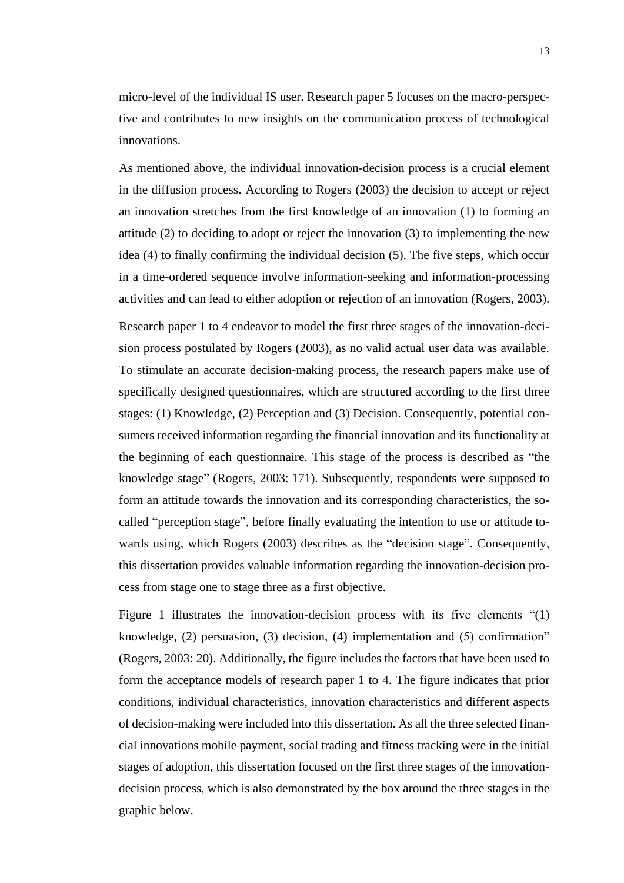micro-level of the individual IS user. Research paper 5 focuses on the macro-perspective and contributes to new insights on the communication process of technological innovations.

As mentioned above, the individual innovation-decision process is a crucial element in the diffusion process. According to Rogers (2003) the decision to accept or reject an innovation stretches from the first knowledge of an innovation (1) to forming an attitude (2) to deciding to adopt or reject the innovation (3) to implementing the new idea (4) to finally confirming the individual decision (5). The five steps, which occur in a time-ordered sequence involve information-seeking and information-processing activities and can lead to either adoption or rejection of an innovation (Rogers, 2003).

Research paper 1 to 4 endeavor to model the first three stages of the innovation-decision process postulated by Rogers (2003), as no valid actual user data was available. To stimulate an accurate decision-making process, the research papers make use of specifically designed questionnaires, which are structured according to the first three stages: (1) Knowledge, (2) Perception and (3) Decision. Consequently, potential consumers received information regarding the financial innovation and its functionality at the beginning of each questionnaire. This stage of the process is described as "the knowledge stage" (Rogers, 2003: 171). Subsequently, respondents were supposed to form an attitude towards the innovation and its corresponding characteristics, the so-called "perception stage", before finally evaluating the intention to use or attitude towards using, which Rogers (2003) describes as the "decision stage". Consequently, this dissertation provides valuable information regarding the innovation-decision process from stage one to stage three as a first objective.

Figure 1 illustrates the innovation-decision process with its five elements "(1) knowledge, (2) persuasion, (3) decision, (4) implementation and (5) confirmation" (Rogers, 2003: 20). Additionally, the figure includes the factors that have been used to form the acceptance models of research paper 1 to 4. The figure indicates that prior conditions, individual characteristics, innovation characteristics and different aspects of decision-making were included into this dissertation. As all the three selected financial innovations mobile payment, social trading and fitness tracking were in the initial stages of adoption, this dissertation focused on the first three stages of the innovation-decision process, which is also demonstrated by the box around the three stages in the graphic below.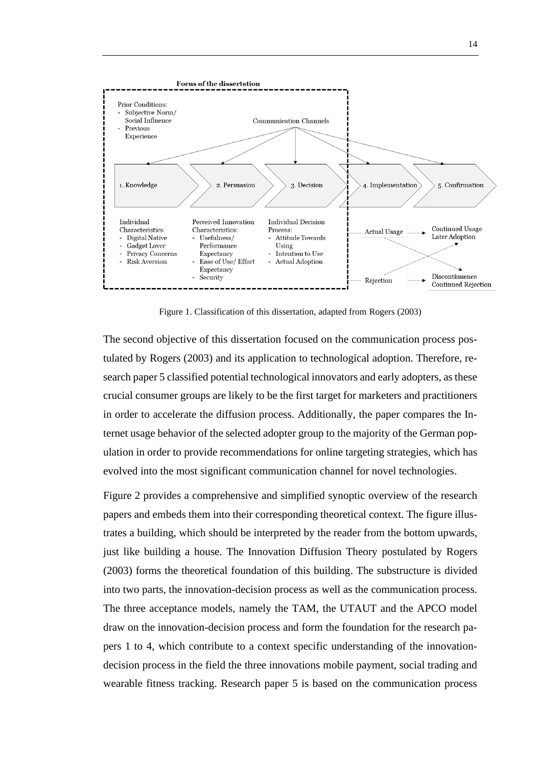Focus of the dissertation

Prior Conditions:
- Subjective Norm/ Social Influence
- Previous Experience

Communication Channels

1. Knowledge → 2. Persuasion → 3. Decision → 4. Implementation → 5. Confirmation

Individual Characteristics:
- Digital Native
- Gadget Lover
- Privacy Concerns
- Risk Aversion

Perceived Innovation Characteristics:
- Usefulness/ Performance Expectancy
- Ease of Use/ Effort Expectancy
- Security

Individual Decision Process:
- Attitude Towards Using
- Intention to Use
- Actual Adoption

Actual Usage → Continued Usage, Later Adoption

Rejection → Discontinuence, Continued Rejection

Figure 1. Classification of this dissertation, adapted from Rogers (2003)

The second objective of this dissertation focused on the communication process postulated by Rogers (2003) and its application to technological adoption. Therefore, research paper 5 classified potential technological innovators and early adopters, as these crucial consumer groups are likely to be the first target for marketers and practitioners in order to accelerate the diffusion process. Additionally, the paper compares the Internet usage behavior of the selected adopter group to the majority of the German population in order to provide recommendations for online targeting strategies, which has evolved into the most significant communication channel for novel technologies.

Figure 2 provides a comprehensive and simplified synoptic overview of the research papers and embeds them into their corresponding theoretical context. The figure illustrates a building, which should be interpreted by the reader from the bottom upwards, just like building a house. The Innovation Diffusion Theory postulated by Rogers (2003) forms the theoretical foundation of this building. The substructure is divided into two parts, the innovation-decision process as well as the communication process. The three acceptance models, namely the TAM, the UTAUT and the APCO model draw on the innovation-decision process and form the foundation for the research papers 1 to 4, which contribute to a context specific understanding of the innovation-decision process in the field the three innovations mobile payment, social trading and wearable fitness tracking. Research paper 5 is based on the communication process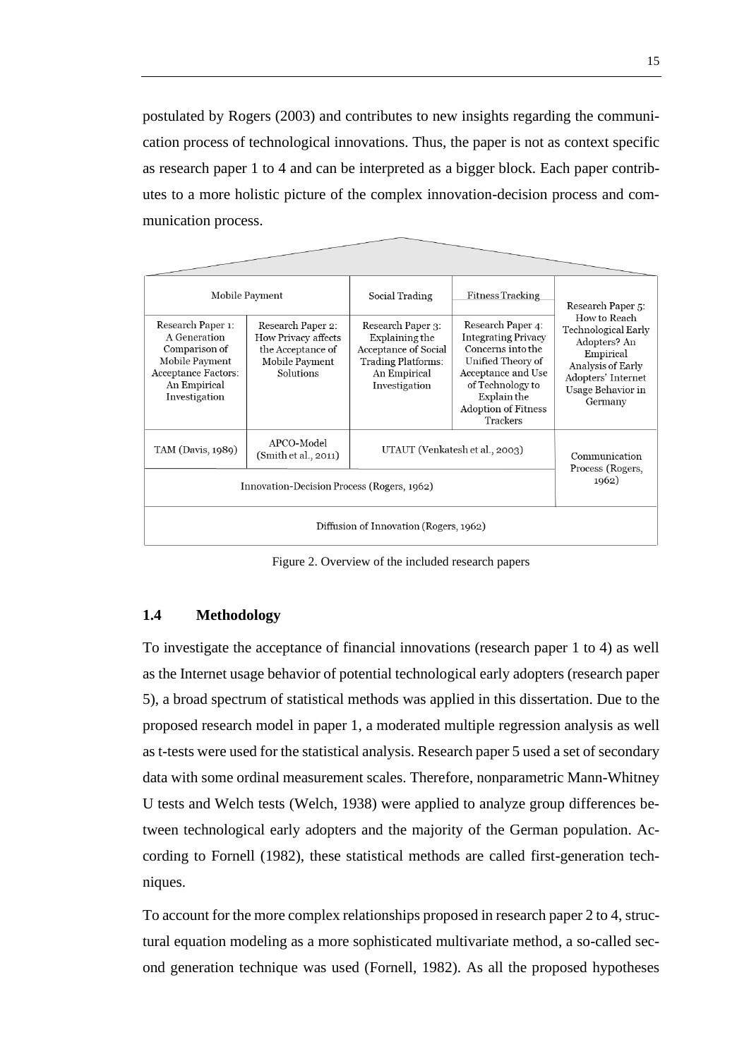postulated by Rogers (2003) and contributes to new insights regarding the communication process of technological innovations. Thus, the paper is not as context specific as research paper 1 to 4 and can be interpreted as a bigger block. Each paper contributes to a more holistic picture of the complex innovation-decision process and communication process.

| Mobile Payment | | Social Trading | Fitness Tracking | Research Paper 5: How to Reach Technological Early Adopters? An Empirical Analysis of Early Adopters' Internet Usage Behavior in Germany |
|---|---|---|---|---|
| Research Paper 1: A Generation Comparison of Mobile Payment Acceptance Factors: An Empirical Investigation | Research Paper 2: How Privacy affects the Acceptance of Mobile Payment Solutions | Research Paper 3: Explaining the Acceptance of Social Trading Platforms: An Empirical Investigation | Research Paper 4: Integrating Privacy Concerns into the Unified Theory of Acceptance and Use of Technology to Explain the Adoption of Fitness Trackers | |
| TAM (Davis, 1989) | APCO-Model (Smith et al., 2011) | UTAUT (Venkatesh et al., 2003) | | Communication Process (Rogers, 1962) |
| Innovation-Decision Process (Rogers, 1962) | | | | |
| Diffusion of Innovation (Rogers, 1962) | | | | |

Figure 2. Overview of the included research papers

### 1.4 Methodology

To investigate the acceptance of financial innovations (research paper 1 to 4) as well as the Internet usage behavior of potential technological early adopters (research paper 5), a broad spectrum of statistical methods was applied in this dissertation. Due to the proposed research model in paper 1, a moderated multiple regression analysis as well as t-tests were used for the statistical analysis. Research paper 5 used a set of secondary data with some ordinal measurement scales. Therefore, nonparametric Mann-Whitney U tests and Welch tests (Welch, 1938) were applied to analyze group differences between technological early adopters and the majority of the German population. According to Fornell (1982), these statistical methods are called first-generation techniques.

To account for the more complex relationships proposed in research paper 2 to 4, structural equation modeling as a more sophisticated multivariate method, a so-called second generation technique was used (Fornell, 1982). As all the proposed hypotheses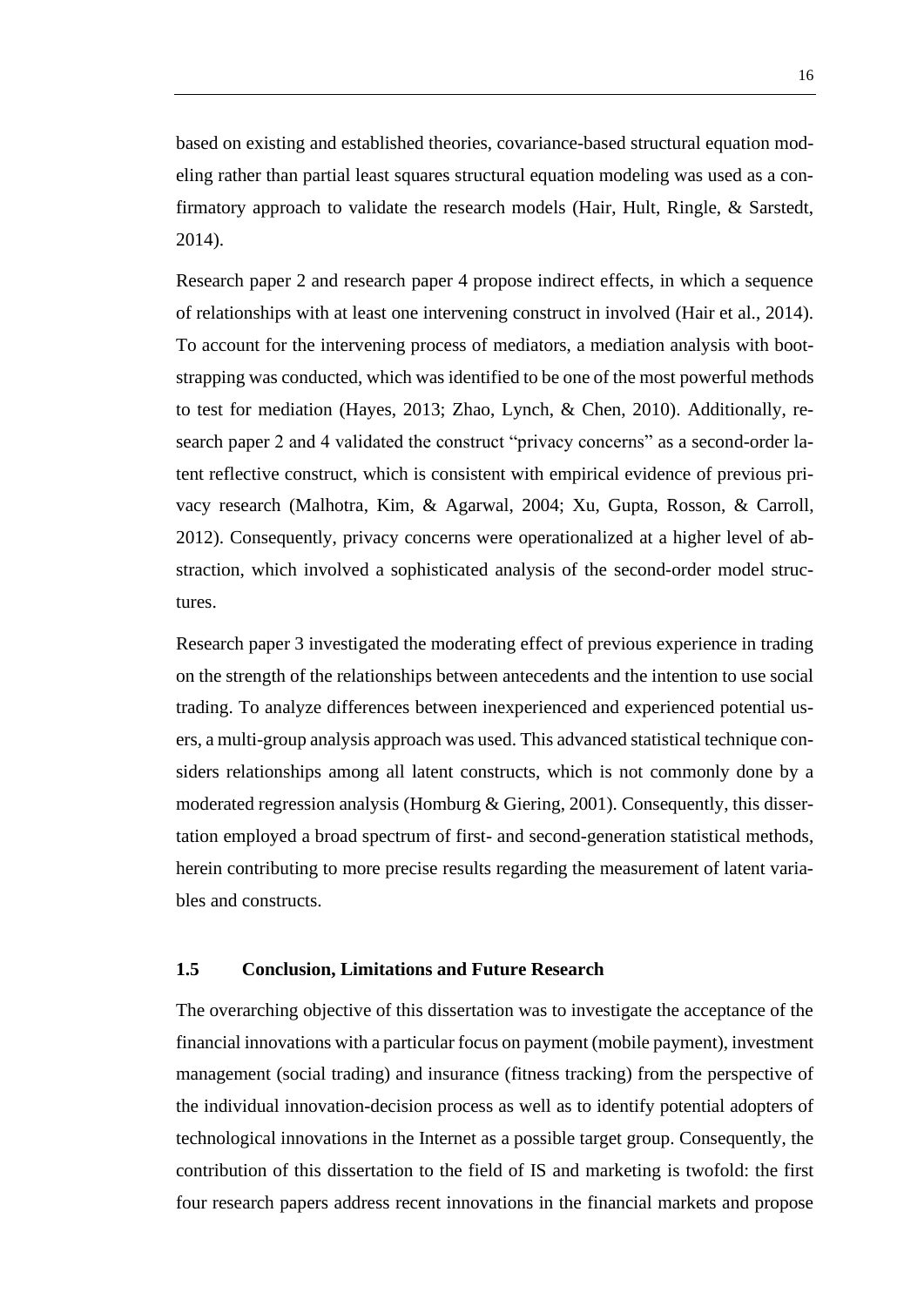based on existing and established theories, covariance-based structural equation modeling rather than partial least squares structural equation modeling was used as a confirmatory approach to validate the research models (Hair, Hult, Ringle, & Sarstedt, 2014).

Research paper 2 and research paper 4 propose indirect effects, in which a sequence of relationships with at least one intervening construct in involved (Hair et al., 2014). To account for the intervening process of mediators, a mediation analysis with bootstrapping was conducted, which was identified to be one of the most powerful methods to test for mediation (Hayes, 2013; Zhao, Lynch, & Chen, 2010). Additionally, research paper 2 and 4 validated the construct "privacy concerns" as a second-order latent reflective construct, which is consistent with empirical evidence of previous privacy research (Malhotra, Kim, & Agarwal, 2004; Xu, Gupta, Rosson, & Carroll, 2012). Consequently, privacy concerns were operationalized at a higher level of abstraction, which involved a sophisticated analysis of the second-order model structures.

Research paper 3 investigated the moderating effect of previous experience in trading on the strength of the relationships between antecedents and the intention to use social trading. To analyze differences between inexperienced and experienced potential users, a multi-group analysis approach was used. This advanced statistical technique considers relationships among all latent constructs, which is not commonly done by a moderated regression analysis (Homburg & Giering, 2001). Consequently, this dissertation employed a broad spectrum of first- and second-generation statistical methods, herein contributing to more precise results regarding the measurement of latent variables and constructs.

## 1.5 Conclusion, Limitations and Future Research

The overarching objective of this dissertation was to investigate the acceptance of the financial innovations with a particular focus on payment (mobile payment), investment management (social trading) and insurance (fitness tracking) from the perspective of the individual innovation-decision process as well as to identify potential adopters of technological innovations in the Internet as a possible target group. Consequently, the contribution of this dissertation to the field of IS and marketing is twofold: the first four research papers address recent innovations in the financial markets and propose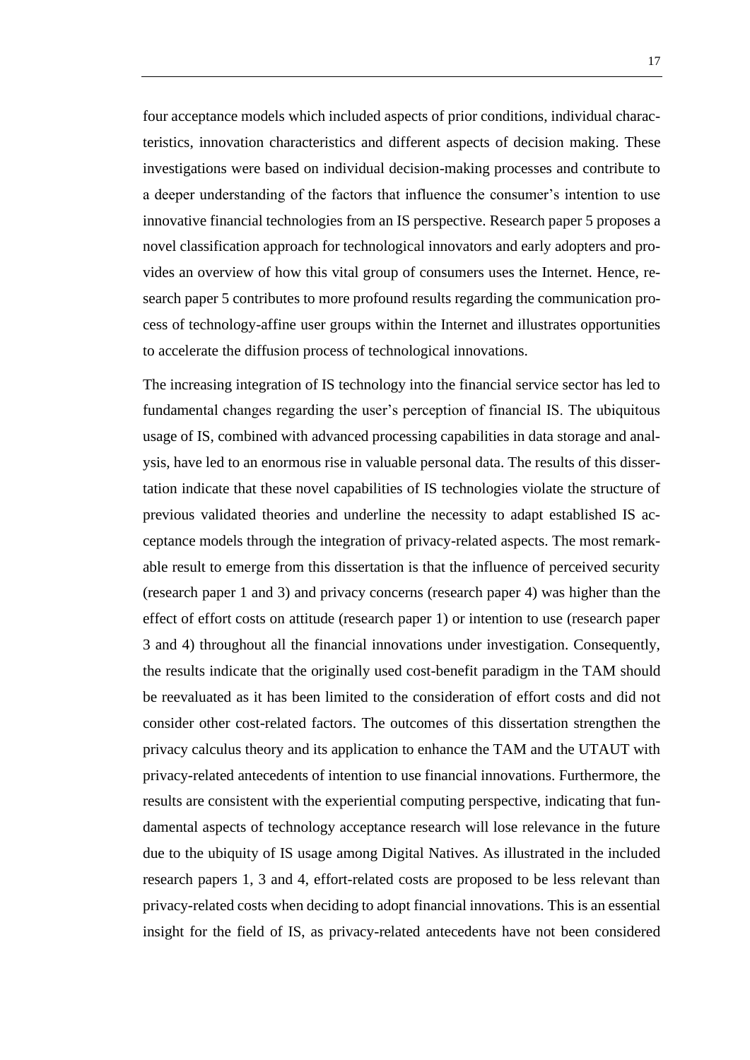four acceptance models which included aspects of prior conditions, individual characteristics, innovation characteristics and different aspects of decision making. These investigations were based on individual decision-making processes and contribute to a deeper understanding of the factors that influence the consumer's intention to use innovative financial technologies from an IS perspective. Research paper 5 proposes a novel classification approach for technological innovators and early adopters and provides an overview of how this vital group of consumers uses the Internet. Hence, research paper 5 contributes to more profound results regarding the communication process of technology-affine user groups within the Internet and illustrates opportunities to accelerate the diffusion process of technological innovations.

The increasing integration of IS technology into the financial service sector has led to fundamental changes regarding the user's perception of financial IS. The ubiquitous usage of IS, combined with advanced processing capabilities in data storage and analysis, have led to an enormous rise in valuable personal data. The results of this dissertation indicate that these novel capabilities of IS technologies violate the structure of previous validated theories and underline the necessity to adapt established IS acceptance models through the integration of privacy-related aspects. The most remarkable result to emerge from this dissertation is that the influence of perceived security (research paper 1 and 3) and privacy concerns (research paper 4) was higher than the effect of effort costs on attitude (research paper 1) or intention to use (research paper 3 and 4) throughout all the financial innovations under investigation. Consequently, the results indicate that the originally used cost-benefit paradigm in the TAM should be reevaluated as it has been limited to the consideration of effort costs and did not consider other cost-related factors. The outcomes of this dissertation strengthen the privacy calculus theory and its application to enhance the TAM and the UTAUT with privacy-related antecedents of intention to use financial innovations. Furthermore, the results are consistent with the experiential computing perspective, indicating that fundamental aspects of technology acceptance research will lose relevance in the future due to the ubiquity of IS usage among Digital Natives. As illustrated in the included research papers 1, 3 and 4, effort-related costs are proposed to be less relevant than privacy-related costs when deciding to adopt financial innovations. This is an essential insight for the field of IS, as privacy-related antecedents have not been considered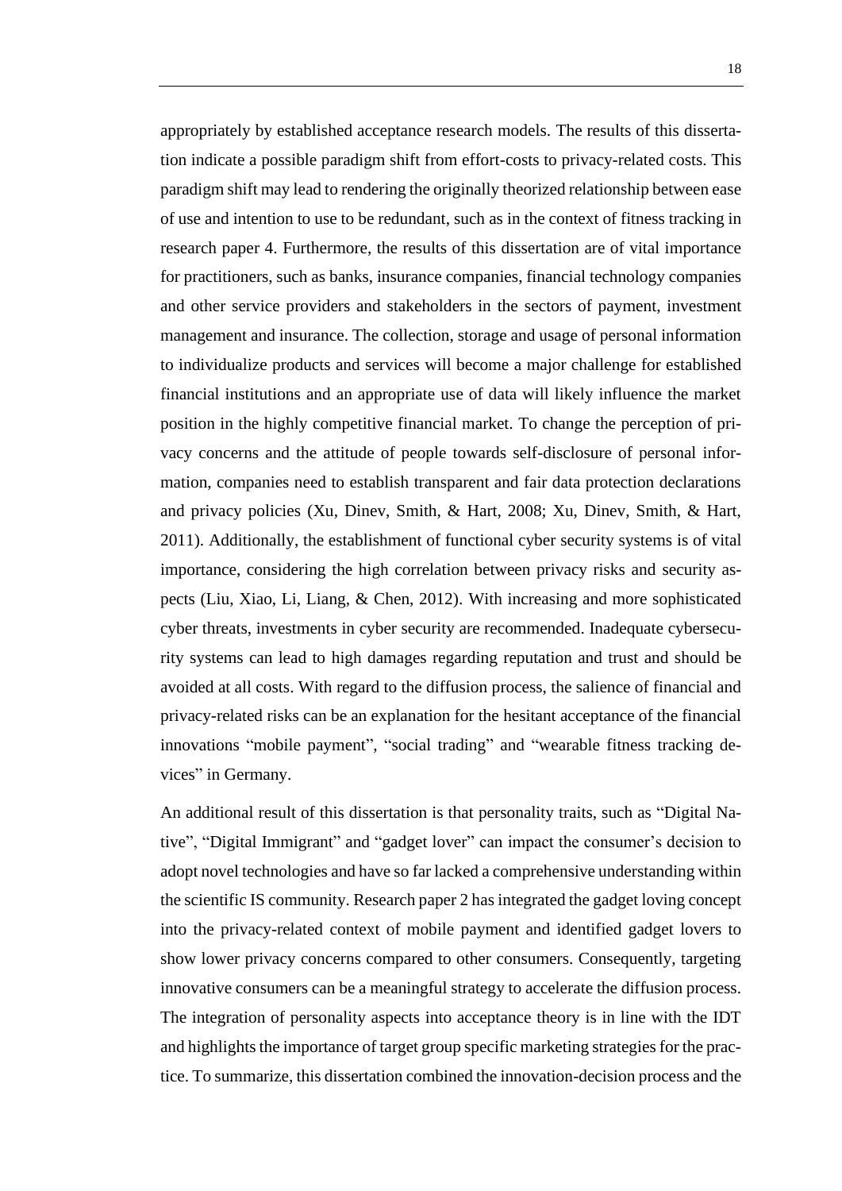appropriately by established acceptance research models. The results of this dissertation indicate a possible paradigm shift from effort-costs to privacy-related costs. This paradigm shift may lead to rendering the originally theorized relationship between ease of use and intention to use to be redundant, such as in the context of fitness tracking in research paper 4. Furthermore, the results of this dissertation are of vital importance for practitioners, such as banks, insurance companies, financial technology companies and other service providers and stakeholders in the sectors of payment, investment management and insurance. The collection, storage and usage of personal information to individualize products and services will become a major challenge for established financial institutions and an appropriate use of data will likely influence the market position in the highly competitive financial market. To change the perception of privacy concerns and the attitude of people towards self-disclosure of personal information, companies need to establish transparent and fair data protection declarations and privacy policies (Xu, Dinev, Smith, & Hart, 2008; Xu, Dinev, Smith, & Hart, 2011). Additionally, the establishment of functional cyber security systems is of vital importance, considering the high correlation between privacy risks and security aspects (Liu, Xiao, Li, Liang, & Chen, 2012). With increasing and more sophisticated cyber threats, investments in cyber security are recommended. Inadequate cybersecurity systems can lead to high damages regarding reputation and trust and should be avoided at all costs. With regard to the diffusion process, the salience of financial and privacy-related risks can be an explanation for the hesitant acceptance of the financial innovations "mobile payment", "social trading" and "wearable fitness tracking devices" in Germany.

An additional result of this dissertation is that personality traits, such as "Digital Native", "Digital Immigrant" and "gadget lover" can impact the consumer's decision to adopt novel technologies and have so far lacked a comprehensive understanding within the scientific IS community. Research paper 2 has integrated the gadget loving concept into the privacy-related context of mobile payment and identified gadget lovers to show lower privacy concerns compared to other consumers. Consequently, targeting innovative consumers can be a meaningful strategy to accelerate the diffusion process. The integration of personality aspects into acceptance theory is in line with the IDT and highlights the importance of target group specific marketing strategies for the practice. To summarize, this dissertation combined the innovation-decision process and the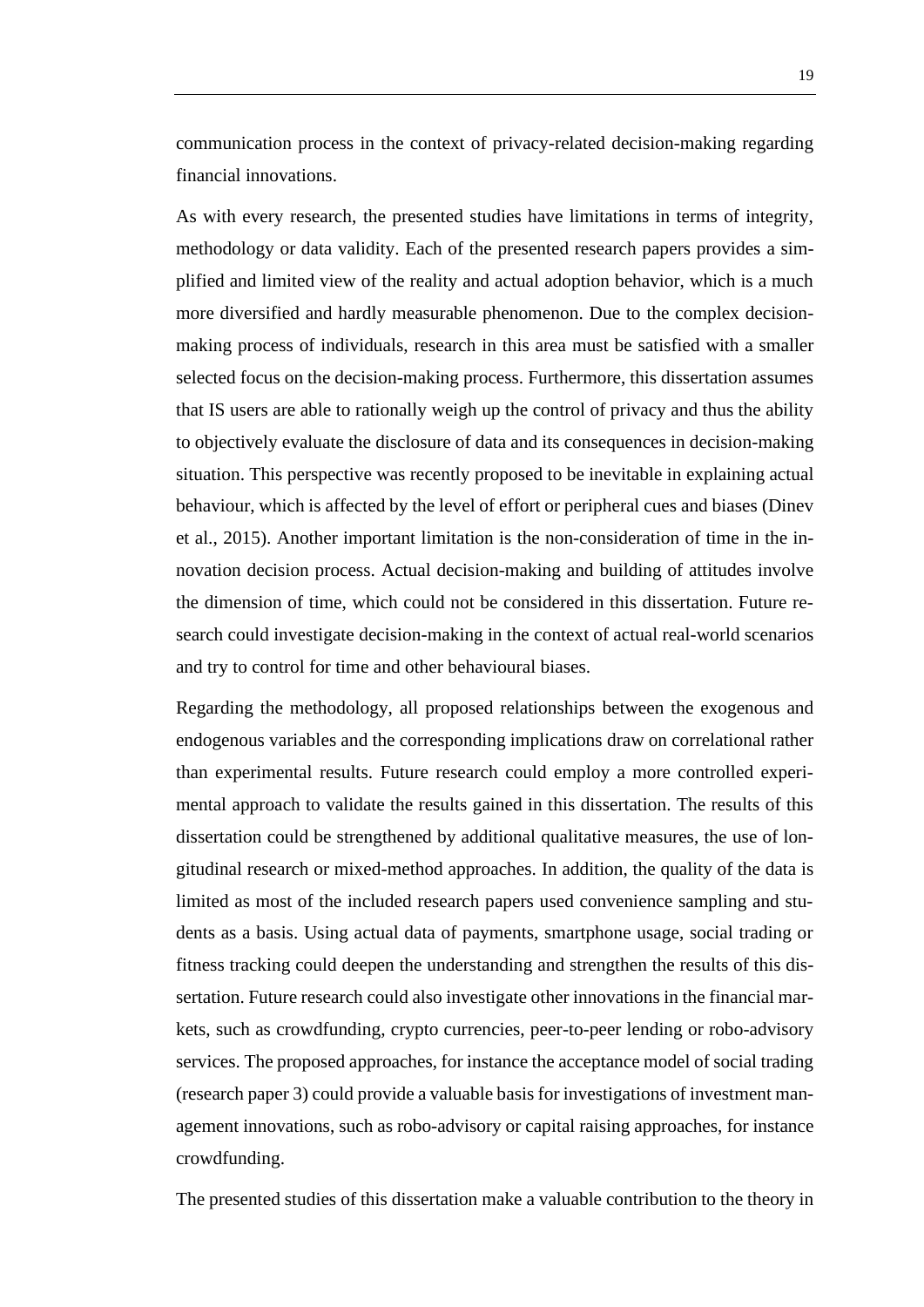communication process in the context of privacy-related decision-making regarding financial innovations.

As with every research, the presented studies have limitations in terms of integrity, methodology or data validity. Each of the presented research papers provides a simplified and limited view of the reality and actual adoption behavior, which is a much more diversified and hardly measurable phenomenon. Due to the complex decision-making process of individuals, research in this area must be satisfied with a smaller selected focus on the decision-making process. Furthermore, this dissertation assumes that IS users are able to rationally weigh up the control of privacy and thus the ability to objectively evaluate the disclosure of data and its consequences in decision-making situation. This perspective was recently proposed to be inevitable in explaining actual behaviour, which is affected by the level of effort or peripheral cues and biases (Dinev et al., 2015). Another important limitation is the non-consideration of time in the innovation decision process. Actual decision-making and building of attitudes involve the dimension of time, which could not be considered in this dissertation. Future research could investigate decision-making in the context of actual real-world scenarios and try to control for time and other behavioural biases.

Regarding the methodology, all proposed relationships between the exogenous and endogenous variables and the corresponding implications draw on correlational rather than experimental results. Future research could employ a more controlled experimental approach to validate the results gained in this dissertation. The results of this dissertation could be strengthened by additional qualitative measures, the use of longitudinal research or mixed-method approaches. In addition, the quality of the data is limited as most of the included research papers used convenience sampling and students as a basis. Using actual data of payments, smartphone usage, social trading or fitness tracking could deepen the understanding and strengthen the results of this dissertation. Future research could also investigate other innovations in the financial markets, such as crowdfunding, crypto currencies, peer-to-peer lending or robo-advisory services. The proposed approaches, for instance the acceptance model of social trading (research paper 3) could provide a valuable basis for investigations of investment management innovations, such as robo-advisory or capital raising approaches, for instance crowdfunding.

The presented studies of this dissertation make a valuable contribution to the theory in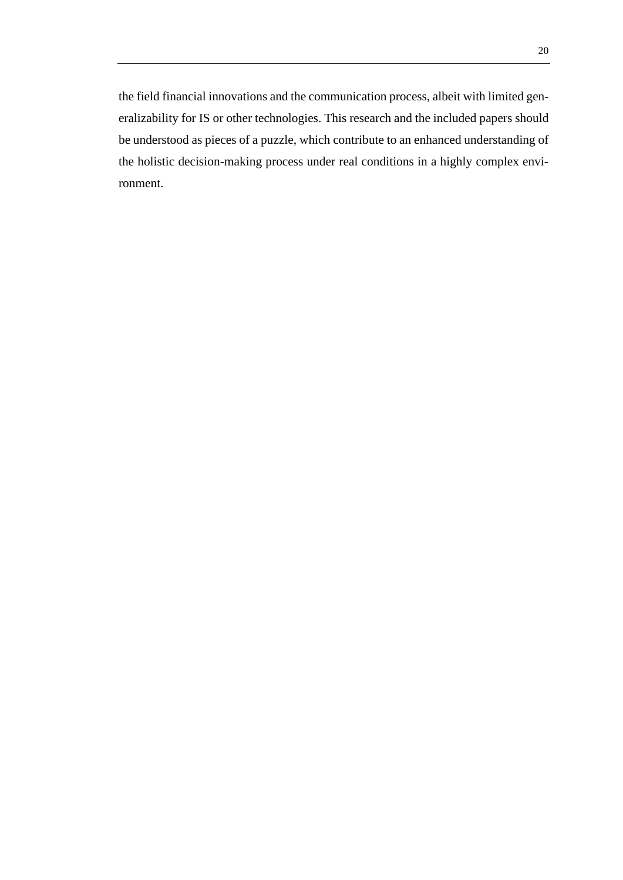the field financial innovations and the communication process, albeit with limited generalizability for IS or other technologies. This research and the included papers should be understood as pieces of a puzzle, which contribute to an enhanced understanding of the holistic decision-making process under real conditions in a highly complex environment.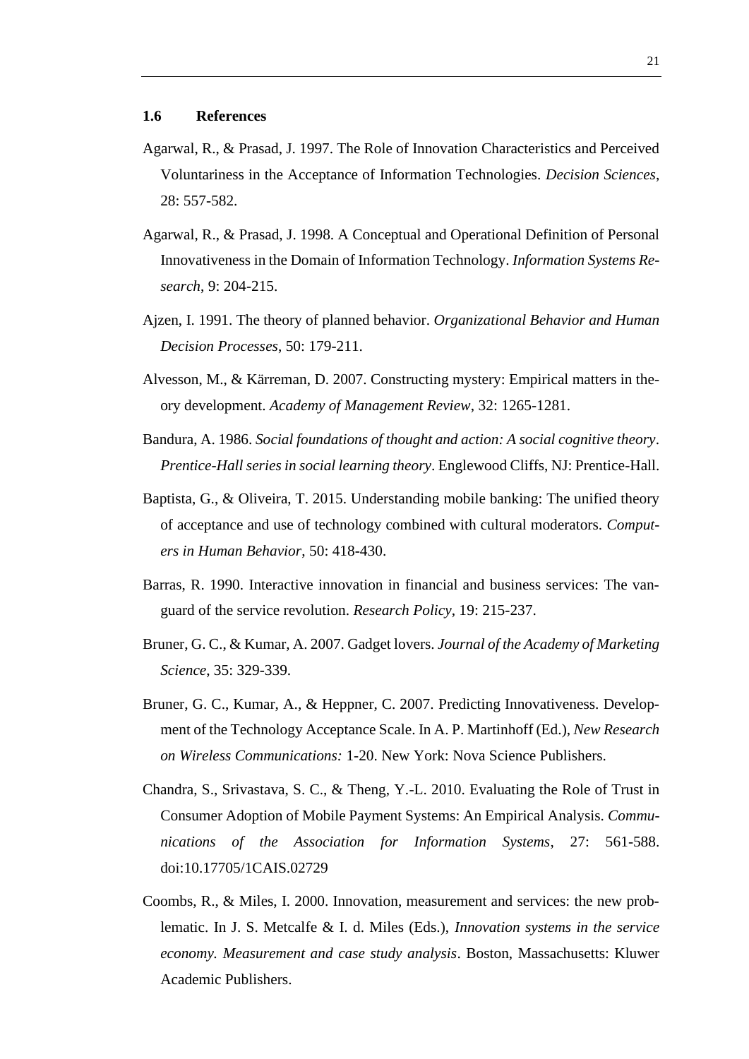### 1.6 References

Agarwal, R., & Prasad, J. 1997. The Role of Innovation Characteristics and Perceived Voluntariness in the Acceptance of Information Technologies. *Decision Sciences*, 28: 557-582.

Agarwal, R., & Prasad, J. 1998. A Conceptual and Operational Definition of Personal Innovativeness in the Domain of Information Technology. *Information Systems Research*, 9: 204-215.

Ajzen, I. 1991. The theory of planned behavior. *Organizational Behavior and Human Decision Processes*, 50: 179-211.

Alvesson, M., & Kärreman, D. 2007. Constructing mystery: Empirical matters in theory development. *Academy of Management Review*, 32: 1265-1281.

Bandura, A. 1986. *Social foundations of thought and action: A social cognitive theory*. *Prentice-Hall series in social learning theory*. Englewood Cliffs, NJ: Prentice-Hall.

Baptista, G., & Oliveira, T. 2015. Understanding mobile banking: The unified theory of acceptance and use of technology combined with cultural moderators. *Computers in Human Behavior*, 50: 418-430.

Barras, R. 1990. Interactive innovation in financial and business services: The vanguard of the service revolution. *Research Policy*, 19: 215-237.

Bruner, G. C., & Kumar, A. 2007. Gadget lovers. *Journal of the Academy of Marketing Science*, 35: 329-339.

Bruner, G. C., Kumar, A., & Heppner, C. 2007. Predicting Innovativeness. Development of the Technology Acceptance Scale. In A. P. Martinhoff (Ed.), *New Research on Wireless Communications:* 1-20. New York: Nova Science Publishers.

Chandra, S., Srivastava, S. C., & Theng, Y.-L. 2010. Evaluating the Role of Trust in Consumer Adoption of Mobile Payment Systems: An Empirical Analysis. *Communications of the Association for Information Systems*, 27: 561-588. doi:10.17705/1CAIS.02729

Coombs, R., & Miles, I. 2000. Innovation, measurement and services: the new problematic. In J. S. Metcalfe & I. d. Miles (Eds.), *Innovation systems in the service economy. Measurement and case study analysis*. Boston, Massachusetts: Kluwer Academic Publishers.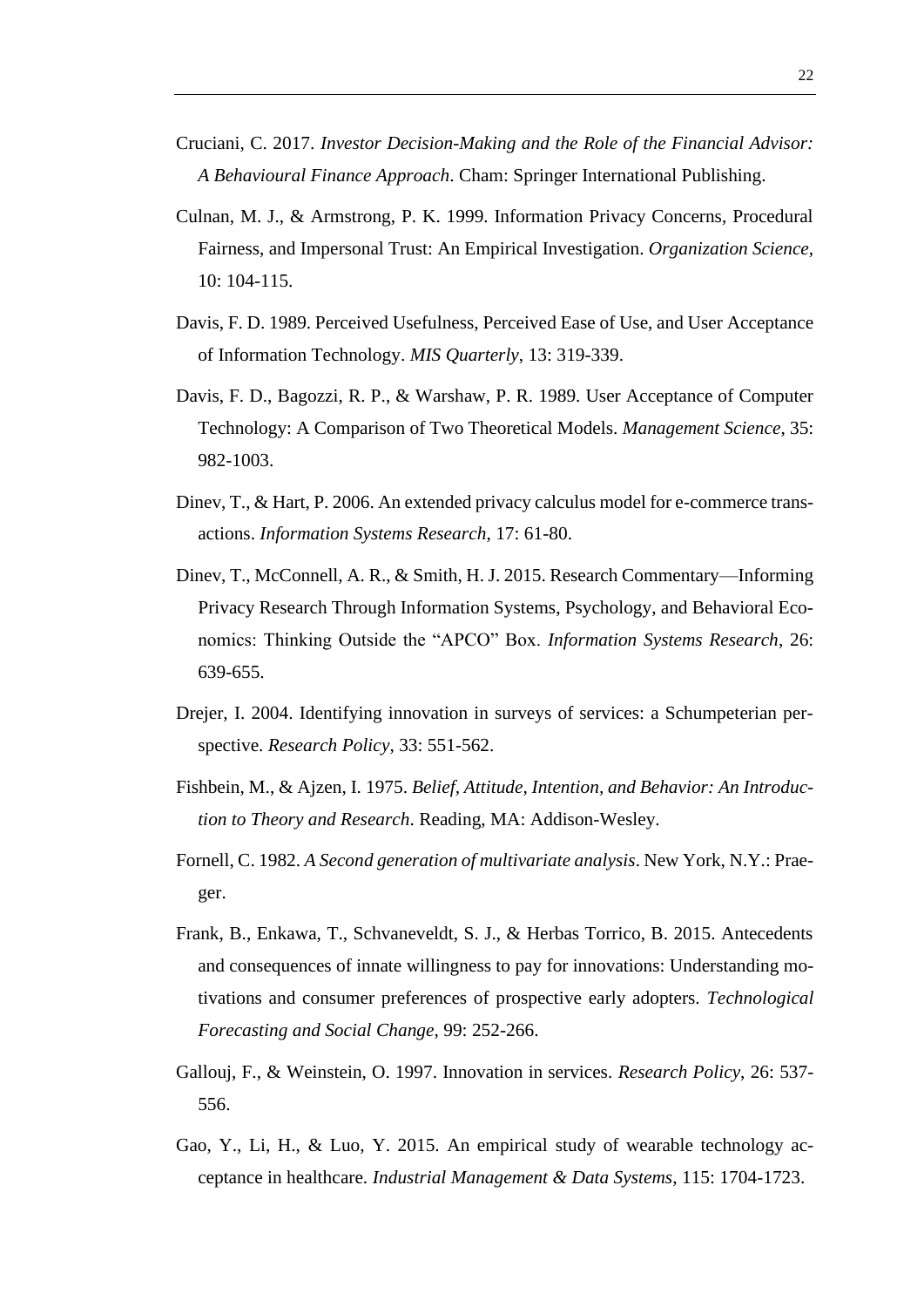Cruciani, C. 2017. *Investor Decision-Making and the Role of the Financial Advisor: A Behavioural Finance Approach*. Cham: Springer International Publishing.

Culnan, M. J., & Armstrong, P. K. 1999. Information Privacy Concerns, Procedural Fairness, and Impersonal Trust: An Empirical Investigation. *Organization Science*, 10: 104-115.

Davis, F. D. 1989. Perceived Usefulness, Perceived Ease of Use, and User Acceptance of Information Technology. *MIS Quarterly*, 13: 319-339.

Davis, F. D., Bagozzi, R. P., & Warshaw, P. R. 1989. User Acceptance of Computer Technology: A Comparison of Two Theoretical Models. *Management Science*, 35: 982-1003.

Dinev, T., & Hart, P. 2006. An extended privacy calculus model for e-commerce transactions. *Information Systems Research*, 17: 61-80.

Dinev, T., McConnell, A. R., & Smith, H. J. 2015. Research Commentary—Informing Privacy Research Through Information Systems, Psychology, and Behavioral Economics: Thinking Outside the "APCO" Box. *Information Systems Research*, 26: 639-655.

Drejer, I. 2004. Identifying innovation in surveys of services: a Schumpeterian perspective. *Research Policy*, 33: 551-562.

Fishbein, M., & Ajzen, I. 1975. *Belief, Attitude, Intention, and Behavior: An Introduction to Theory and Research*. Reading, MA: Addison-Wesley.

Fornell, C. 1982. *A Second generation of multivariate analysis*. New York, N.Y.: Praeger.

Frank, B., Enkawa, T., Schvaneveldt, S. J., & Herbas Torrico, B. 2015. Antecedents and consequences of innate willingness to pay for innovations: Understanding motivations and consumer preferences of prospective early adopters. *Technological Forecasting and Social Change*, 99: 252-266.

Gallouj, F., & Weinstein, O. 1997. Innovation in services. *Research Policy*, 26: 537-556.

Gao, Y., Li, H., & Luo, Y. 2015. An empirical study of wearable technology acceptance in healthcare. *Industrial Management & Data Systems*, 115: 1704-1723.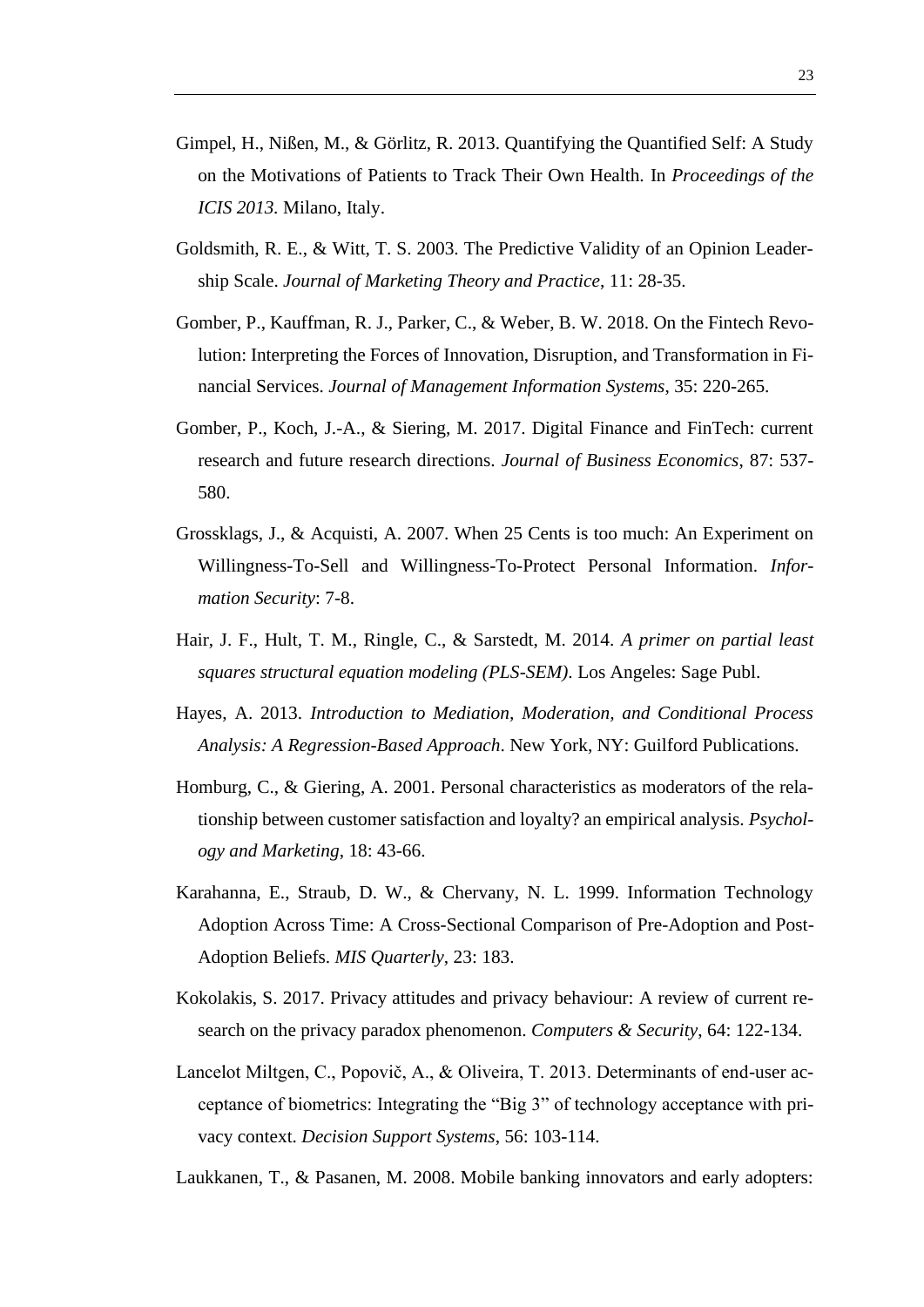Gimpel, H., Nißen, M., & Görlitz, R. 2013. Quantifying the Quantified Self: A Study on the Motivations of Patients to Track Their Own Health. In *Proceedings of the ICIS 2013*. Milano, Italy.

Goldsmith, R. E., & Witt, T. S. 2003. The Predictive Validity of an Opinion Leadership Scale. *Journal of Marketing Theory and Practice*, 11: 28-35.

Gomber, P., Kauffman, R. J., Parker, C., & Weber, B. W. 2018. On the Fintech Revolution: Interpreting the Forces of Innovation, Disruption, and Transformation in Financial Services. *Journal of Management Information Systems*, 35: 220-265.

Gomber, P., Koch, J.-A., & Siering, M. 2017. Digital Finance and FinTech: current research and future research directions. *Journal of Business Economics*, 87: 537-580.

Grossklags, J., & Acquisti, A. 2007. When 25 Cents is too much: An Experiment on Willingness-To-Sell and Willingness-To-Protect Personal Information. *Information Security*: 7-8.

Hair, J. F., Hult, T. M., Ringle, C., & Sarstedt, M. 2014. *A primer on partial least squares structural equation modeling (PLS-SEM)*. Los Angeles: Sage Publ.

Hayes, A. 2013. *Introduction to Mediation, Moderation, and Conditional Process Analysis: A Regression-Based Approach*. New York, NY: Guilford Publications.

Homburg, C., & Giering, A. 2001. Personal characteristics as moderators of the relationship between customer satisfaction and loyalty? an empirical analysis. *Psychology and Marketing*, 18: 43-66.

Karahanna, E., Straub, D. W., & Chervany, N. L. 1999. Information Technology Adoption Across Time: A Cross-Sectional Comparison of Pre-Adoption and Post-Adoption Beliefs. *MIS Quarterly*, 23: 183.

Kokolakis, S. 2017. Privacy attitudes and privacy behaviour: A review of current research on the privacy paradox phenomenon. *Computers & Security*, 64: 122-134.

Lancelot Miltgen, C., Popovič, A., & Oliveira, T. 2013. Determinants of end-user acceptance of biometrics: Integrating the "Big 3" of technology acceptance with privacy context. *Decision Support Systems*, 56: 103-114.

Laukkanen, T., & Pasanen, M. 2008. Mobile banking innovators and early adopters: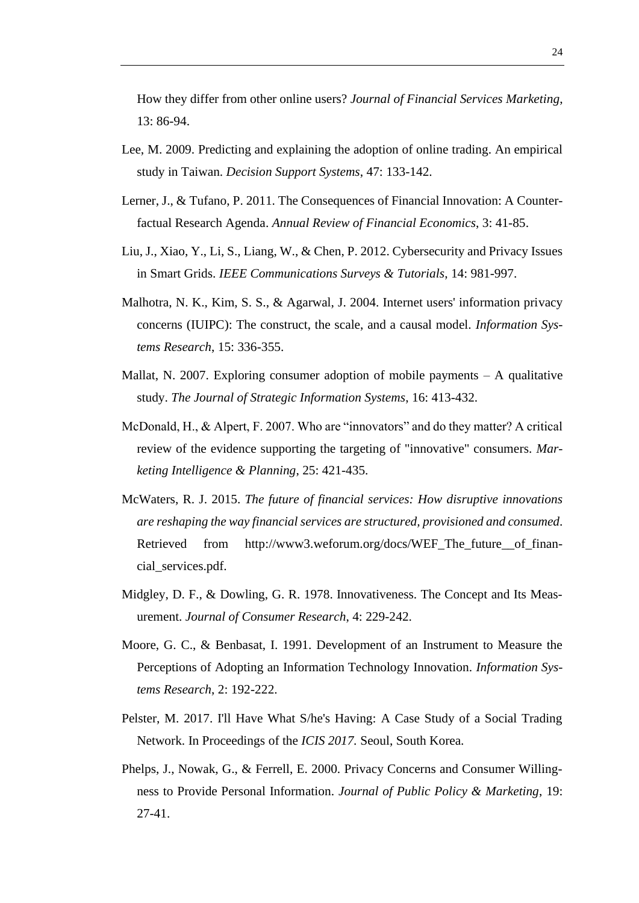How they differ from other online users? *Journal of Financial Services Marketing*, 13: 86-94.

Lee, M. 2009. Predicting and explaining the adoption of online trading. An empirical study in Taiwan. *Decision Support Systems*, 47: 133-142.

Lerner, J., & Tufano, P. 2011. The Consequences of Financial Innovation: A Counterfactual Research Agenda. *Annual Review of Financial Economics*, 3: 41-85.

Liu, J., Xiao, Y., Li, S., Liang, W., & Chen, P. 2012. Cybersecurity and Privacy Issues in Smart Grids. *IEEE Communications Surveys & Tutorials*, 14: 981-997.

Malhotra, N. K., Kim, S. S., & Agarwal, J. 2004. Internet users' information privacy concerns (IUIPC): The construct, the scale, and a causal model. *Information Systems Research*, 15: 336-355.

Mallat, N. 2007. Exploring consumer adoption of mobile payments – A qualitative study. *The Journal of Strategic Information Systems*, 16: 413-432.

McDonald, H., & Alpert, F. 2007. Who are "innovators" and do they matter? A critical review of the evidence supporting the targeting of "innovative" consumers. *Marketing Intelligence & Planning*, 25: 421-435.

McWaters, R. J. 2015. *The future of financial services: How disruptive innovations are reshaping the way financial services are structured, provisioned and consumed*. Retrieved from http://www3.weforum.org/docs/WEF_The_future__of_financial_services.pdf.

Midgley, D. F., & Dowling, G. R. 1978. Innovativeness. The Concept and Its Measurement. *Journal of Consumer Research*, 4: 229-242.

Moore, G. C., & Benbasat, I. 1991. Development of an Instrument to Measure the Perceptions of Adopting an Information Technology Innovation. *Information Systems Research*, 2: 192-222.

Pelster, M. 2017. I'll Have What S/he's Having: A Case Study of a Social Trading Network. In Proceedings of the *ICIS 2017*. Seoul, South Korea.

Phelps, J., Nowak, G., & Ferrell, E. 2000. Privacy Concerns and Consumer Willingness to Provide Personal Information. *Journal of Public Policy & Marketing*, 19: 27-41.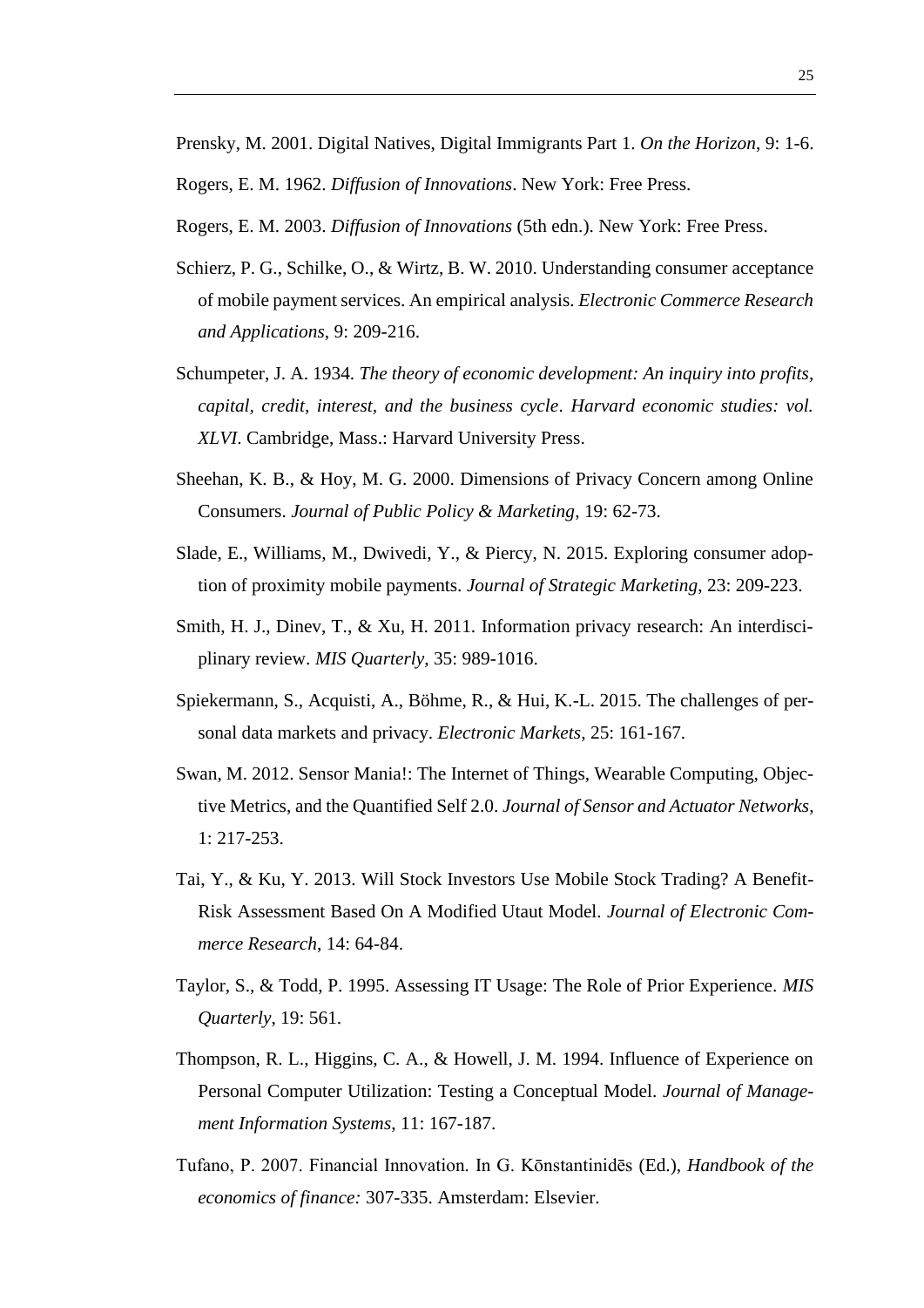Prensky, M. 2001. Digital Natives, Digital Immigrants Part 1. *On the Horizon*, 9: 1-6.

Rogers, E. M. 1962. *Diffusion of Innovations*. New York: Free Press.

Rogers, E. M. 2003. *Diffusion of Innovations* (5th edn.). New York: Free Press.

Schierz, P. G., Schilke, O., & Wirtz, B. W. 2010. Understanding consumer acceptance of mobile payment services. An empirical analysis. *Electronic Commerce Research and Applications*, 9: 209-216.

Schumpeter, J. A. 1934. *The theory of economic development: An inquiry into profits, capital, credit, interest, and the business cycle*. *Harvard economic studies: vol. XLVI*. Cambridge, Mass.: Harvard University Press.

Sheehan, K. B., & Hoy, M. G. 2000. Dimensions of Privacy Concern among Online Consumers. *Journal of Public Policy & Marketing*, 19: 62-73.

Slade, E., Williams, M., Dwivedi, Y., & Piercy, N. 2015. Exploring consumer adoption of proximity mobile payments. *Journal of Strategic Marketing*, 23: 209-223.

Smith, H. J., Dinev, T., & Xu, H. 2011. Information privacy research: An interdisciplinary review. *MIS Quarterly*, 35: 989-1016.

Spiekermann, S., Acquisti, A., Böhme, R., & Hui, K.-L. 2015. The challenges of personal data markets and privacy. *Electronic Markets*, 25: 161-167.

Swan, M. 2012. Sensor Mania!: The Internet of Things, Wearable Computing, Objective Metrics, and the Quantified Self 2.0. *Journal of Sensor and Actuator Networks*, 1: 217-253.

Tai, Y., & Ku, Y. 2013. Will Stock Investors Use Mobile Stock Trading? A Benefit-Risk Assessment Based On A Modified Utaut Model. *Journal of Electronic Commerce Research*, 14: 64-84.

Taylor, S., & Todd, P. 1995. Assessing IT Usage: The Role of Prior Experience. *MIS Quarterly*, 19: 561.

Thompson, R. L., Higgins, C. A., & Howell, J. M. 1994. Influence of Experience on Personal Computer Utilization: Testing a Conceptual Model. *Journal of Management Information Systems*, 11: 167-187.

Tufano, P. 2007. Financial Innovation. In G. Kōnstantinidēs (Ed.), *Handbook of the economics of finance:* 307-335. Amsterdam: Elsevier.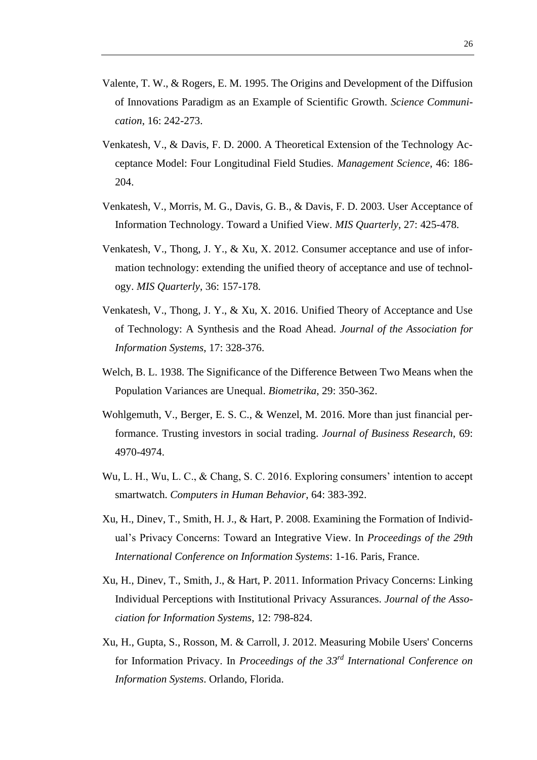Valente, T. W., & Rogers, E. M. 1995. The Origins and Development of the Diffusion of Innovations Paradigm as an Example of Scientific Growth. *Science Communication*, 16: 242-273.

Venkatesh, V., & Davis, F. D. 2000. A Theoretical Extension of the Technology Acceptance Model: Four Longitudinal Field Studies. *Management Science*, 46: 186-204.

Venkatesh, V., Morris, M. G., Davis, G. B., & Davis, F. D. 2003. User Acceptance of Information Technology. Toward a Unified View. *MIS Quarterly*, 27: 425-478.

Venkatesh, V., Thong, J. Y., & Xu, X. 2012. Consumer acceptance and use of information technology: extending the unified theory of acceptance and use of technology. *MIS Quarterly*, 36: 157-178.

Venkatesh, V., Thong, J. Y., & Xu, X. 2016. Unified Theory of Acceptance and Use of Technology: A Synthesis and the Road Ahead. *Journal of the Association for Information Systems*, 17: 328-376.

Welch, B. L. 1938. The Significance of the Difference Between Two Means when the Population Variances are Unequal. *Biometrika*, 29: 350-362.

Wohlgemuth, V., Berger, E. S. C., & Wenzel, M. 2016. More than just financial performance. Trusting investors in social trading. *Journal of Business Research*, 69: 4970-4974.

Wu, L. H., Wu, L. C., & Chang, S. C. 2016. Exploring consumers' intention to accept smartwatch. *Computers in Human Behavior*, 64: 383-392.

Xu, H., Dinev, T., Smith, H. J., & Hart, P. 2008. Examining the Formation of Individual's Privacy Concerns: Toward an Integrative View. In *Proceedings of the 29th International Conference on Information Systems*: 1-16. Paris, France.

Xu, H., Dinev, T., Smith, J., & Hart, P. 2011. Information Privacy Concerns: Linking Individual Perceptions with Institutional Privacy Assurances. *Journal of the Association for Information Systems*, 12: 798-824.

Xu, H., Gupta, S., Rosson, M. & Carroll, J. 2012. Measuring Mobile Users' Concerns for Information Privacy. In *Proceedings of the 33rd International Conference on Information Systems*. Orlando, Florida.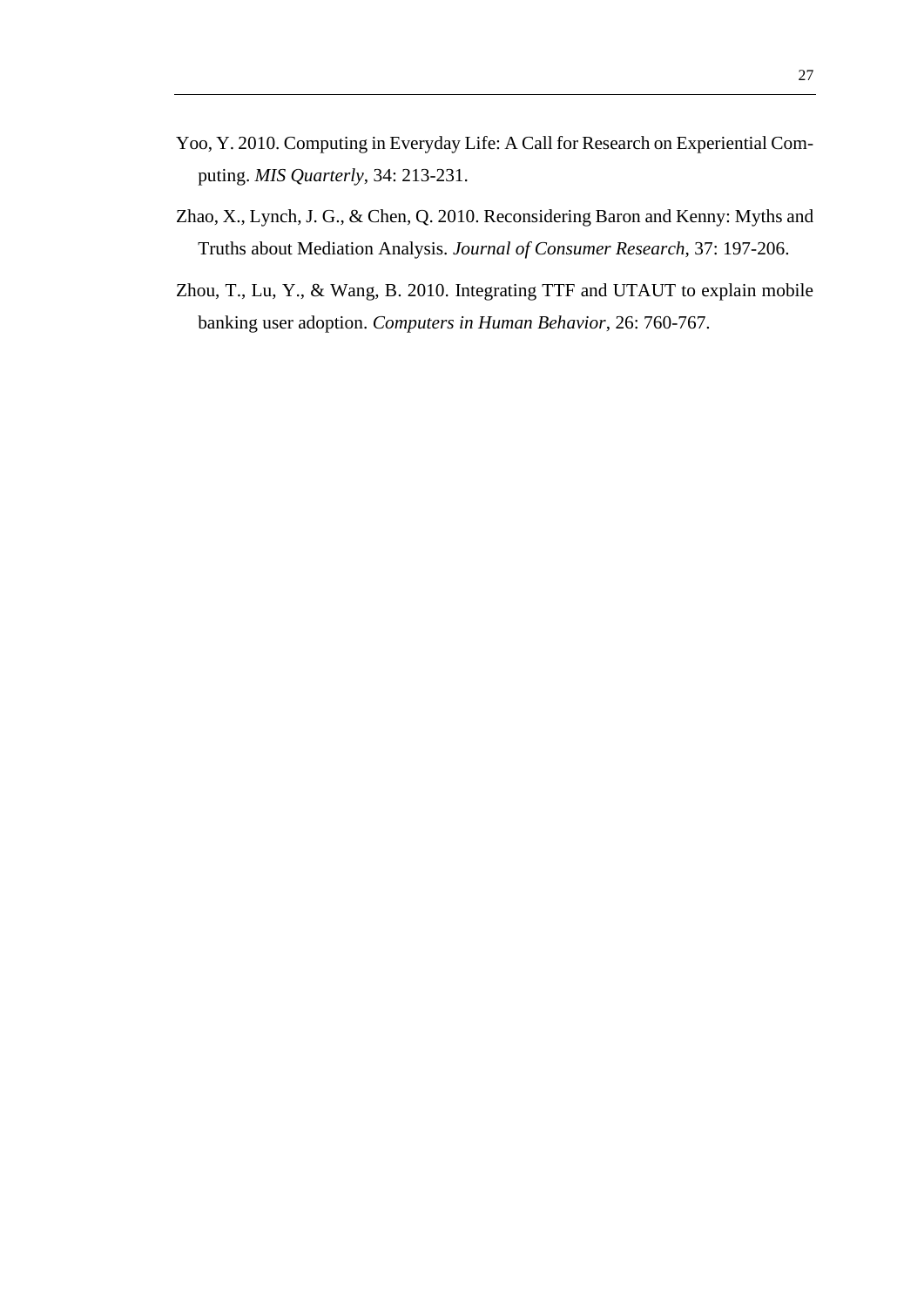Yoo, Y. 2010. Computing in Everyday Life: A Call for Research on Experiential Computing. *MIS Quarterly*, 34: 213-231.

Zhao, X., Lynch, J. G., & Chen, Q. 2010. Reconsidering Baron and Kenny: Myths and Truths about Mediation Analysis. *Journal of Consumer Research*, 37: 197-206.

Zhou, T., Lu, Y., & Wang, B. 2010. Integrating TTF and UTAUT to explain mobile banking user adoption. *Computers in Human Behavior*, 26: 760-767.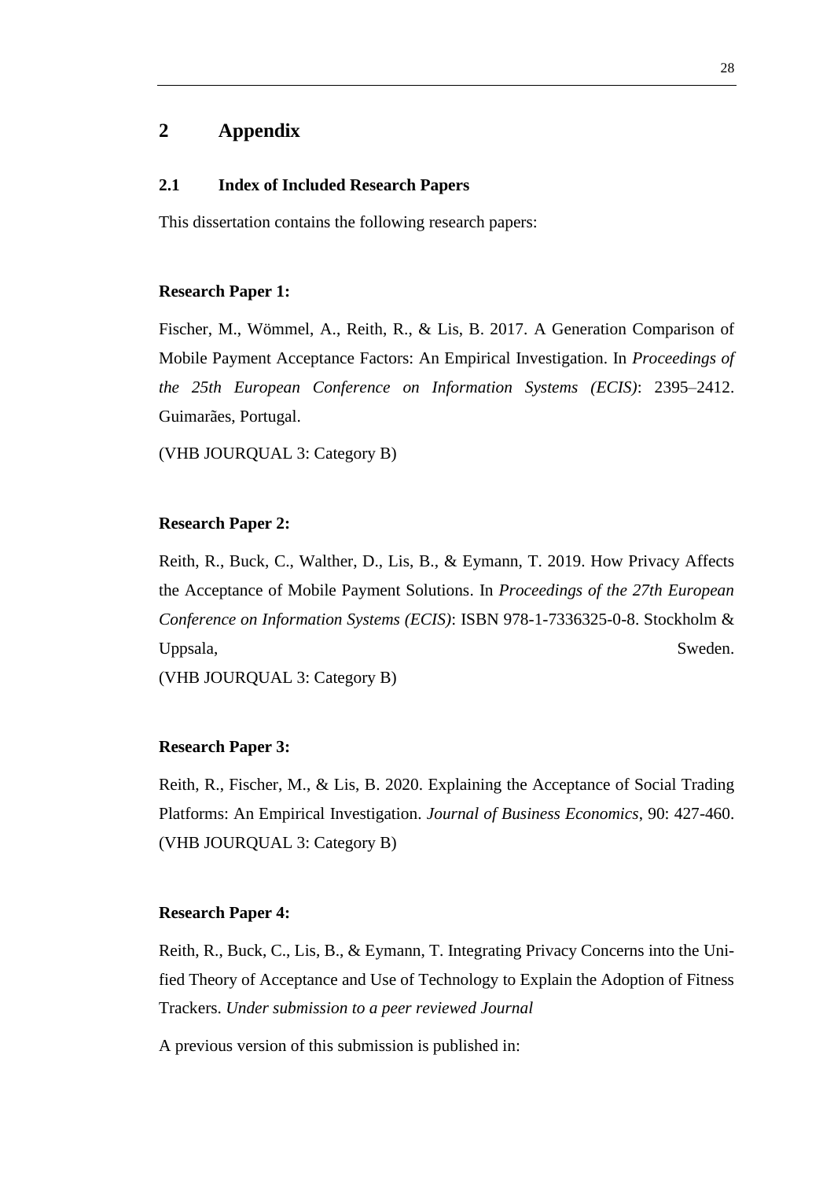# 2 Appendix

## 2.1 Index of Included Research Papers

This dissertation contains the following research papers:

**Research Paper 1:**

Fischer, M., Wömmel, A., Reith, R., & Lis, B. 2017. A Generation Comparison of Mobile Payment Acceptance Factors: An Empirical Investigation. In *Proceedings of the 25th European Conference on Information Systems (ECIS)*: 2395–2412. Guimarães, Portugal.

(VHB JOURQUAL 3: Category B)

**Research Paper 2:**

Reith, R., Buck, C., Walther, D., Lis, B., & Eymann, T. 2019. How Privacy Affects the Acceptance of Mobile Payment Solutions. In *Proceedings of the 27th European Conference on Information Systems (ECIS)*: ISBN 978-1-7336325-0-8. Stockholm & Uppsala, Sweden.

(VHB JOURQUAL 3: Category B)

**Research Paper 3:**

Reith, R., Fischer, M., & Lis, B. 2020. Explaining the Acceptance of Social Trading Platforms: An Empirical Investigation. *Journal of Business Economics*, 90: 427-460.

(VHB JOURQUAL 3: Category B)

**Research Paper 4:**

Reith, R., Buck, C., Lis, B., & Eymann, T. Integrating Privacy Concerns into the Unified Theory of Acceptance and Use of Technology to Explain the Adoption of Fitness Trackers. *Under submission to a peer reviewed Journal*

A previous version of this submission is published in: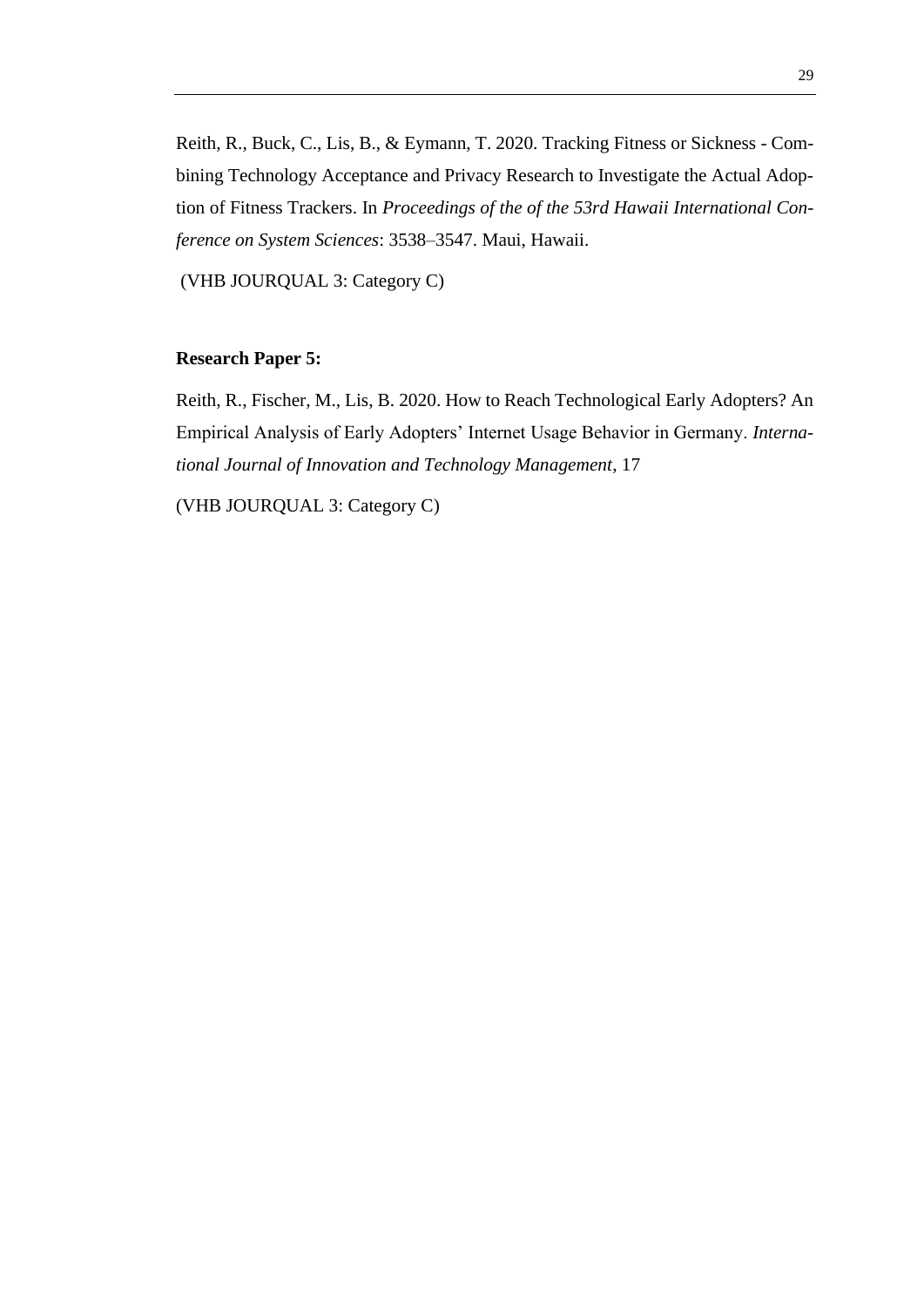Reith, R., Buck, C., Lis, B., & Eymann, T. 2020. Tracking Fitness or Sickness - Combining Technology Acceptance and Privacy Research to Investigate the Actual Adoption of Fitness Trackers. In *Proceedings of the of the 53rd Hawaii International Conference on System Sciences*: 3538–3547. Maui, Hawaii.

(VHB JOURQUAL 3: Category C)

**Research Paper 5:**

Reith, R., Fischer, M., Lis, B. 2020. How to Reach Technological Early Adopters? An Empirical Analysis of Early Adopters' Internet Usage Behavior in Germany. *International Journal of Innovation and Technology Management*, 17

(VHB JOURQUAL 3: Category C)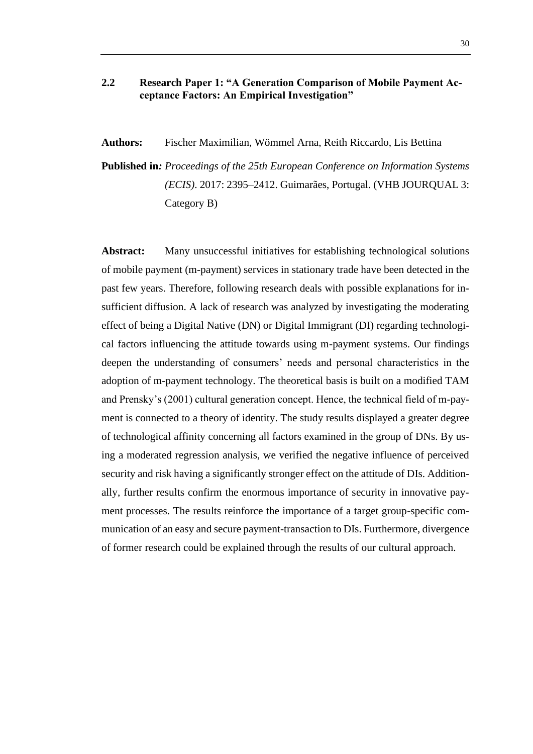## 2.2 Research Paper 1: "A Generation Comparison of Mobile Payment Acceptance Factors: An Empirical Investigation"

**Authors:** Fischer Maximilian, Wömmel Arna, Reith Riccardo, Lis Bettina

**Published in:** *Proceedings of the 25th European Conference on Information Systems (ECIS)*. 2017: 2395–2412. Guimarães, Portugal. (VHB JOURQUAL 3: Category B)

**Abstract:** Many unsuccessful initiatives for establishing technological solutions of mobile payment (m-payment) services in stationary trade have been detected in the past few years. Therefore, following research deals with possible explanations for insufficient diffusion. A lack of research was analyzed by investigating the moderating effect of being a Digital Native (DN) or Digital Immigrant (DI) regarding technological factors influencing the attitude towards using m-payment systems. Our findings deepen the understanding of consumers' needs and personal characteristics in the adoption of m-payment technology. The theoretical basis is built on a modified TAM and Prensky's (2001) cultural generation concept. Hence, the technical field of m-payment is connected to a theory of identity. The study results displayed a greater degree of technological affinity concerning all factors examined in the group of DNs. By using a moderated regression analysis, we verified the negative influence of perceived security and risk having a significantly stronger effect on the attitude of DIs. Additionally, further results confirm the enormous importance of security in innovative payment processes. The results reinforce the importance of a target group-specific communication of an easy and secure payment-transaction to DIs. Furthermore, divergence of former research could be explained through the results of our cultural approach.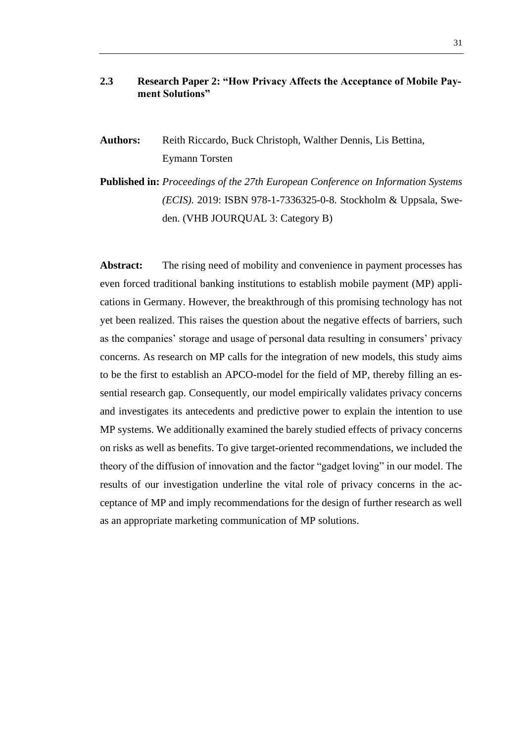## 2.3 Research Paper 2: "How Privacy Affects the Acceptance of Mobile Payment Solutions"

**Authors:** Reith Riccardo, Buck Christoph, Walther Dennis, Lis Bettina, Eymann Torsten

**Published in:** *Proceedings of the 27th European Conference on Information Systems (ECIS).* 2019: ISBN 978-1-7336325-0-8. Stockholm & Uppsala, Sweden. (VHB JOURQUAL 3: Category B)

**Abstract:** The rising need of mobility and convenience in payment processes has even forced traditional banking institutions to establish mobile payment (MP) applications in Germany. However, the breakthrough of this promising technology has not yet been realized. This raises the question about the negative effects of barriers, such as the companies' storage and usage of personal data resulting in consumers' privacy concerns. As research on MP calls for the integration of new models, this study aims to be the first to establish an APCO-model for the field of MP, thereby filling an essential research gap. Consequently, our model empirically validates privacy concerns and investigates its antecedents and predictive power to explain the intention to use MP systems. We additionally examined the barely studied effects of privacy concerns on risks as well as benefits. To give target-oriented recommendations, we included the theory of the diffusion of innovation and the factor "gadget loving" in our model. The results of our investigation underline the vital role of privacy concerns in the acceptance of MP and imply recommendations for the design of further research as well as an appropriate marketing communication of MP solutions.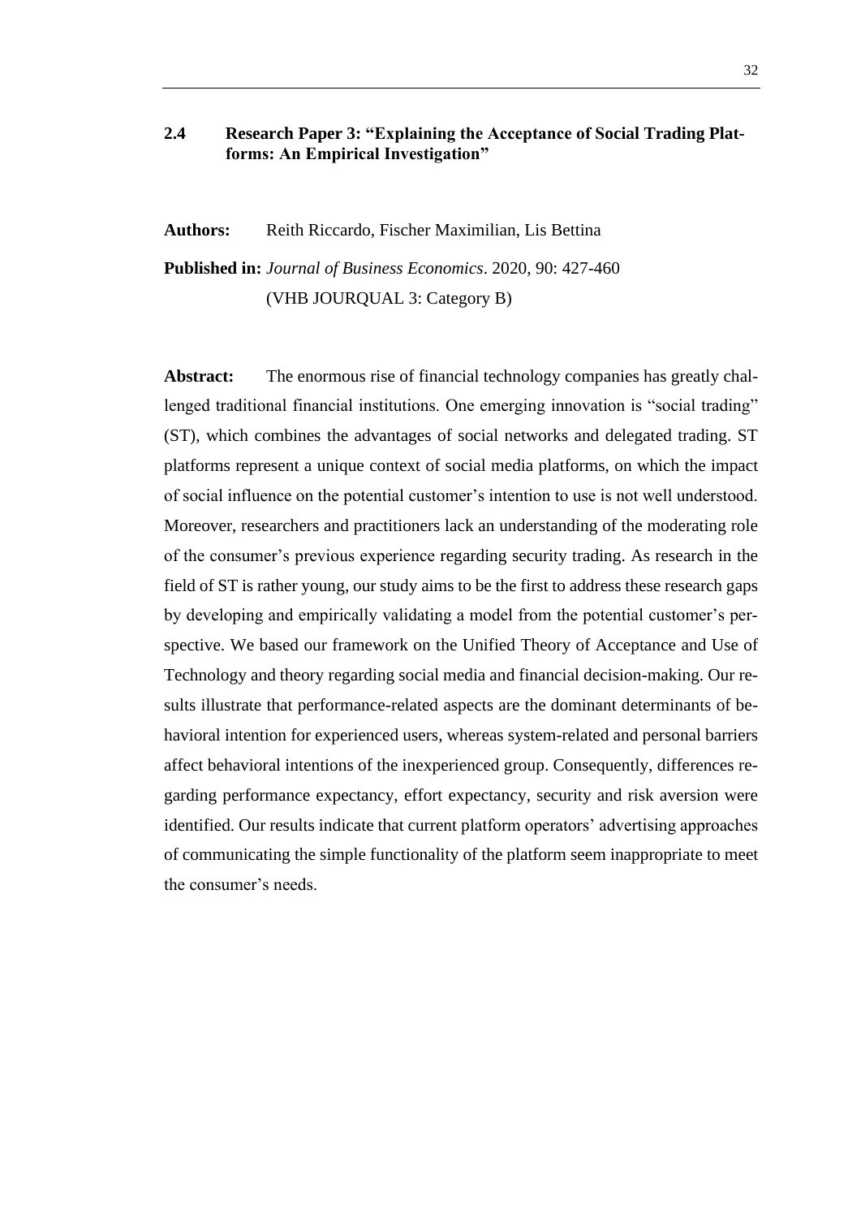## 2.4 Research Paper 3: "Explaining the Acceptance of Social Trading Platforms: An Empirical Investigation"

**Authors:** Reith Riccardo, Fischer Maximilian, Lis Bettina

**Published in:** *Journal of Business Economics*. 2020, 90: 427-460 (VHB JOURQUAL 3: Category B)

**Abstract:** The enormous rise of financial technology companies has greatly challenged traditional financial institutions. One emerging innovation is "social trading" (ST), which combines the advantages of social networks and delegated trading. ST platforms represent a unique context of social media platforms, on which the impact of social influence on the potential customer's intention to use is not well understood. Moreover, researchers and practitioners lack an understanding of the moderating role of the consumer's previous experience regarding security trading. As research in the field of ST is rather young, our study aims to be the first to address these research gaps by developing and empirically validating a model from the potential customer's perspective. We based our framework on the Unified Theory of Acceptance and Use of Technology and theory regarding social media and financial decision-making. Our results illustrate that performance-related aspects are the dominant determinants of behavioral intention for experienced users, whereas system-related and personal barriers affect behavioral intentions of the inexperienced group. Consequently, differences regarding performance expectancy, effort expectancy, security and risk aversion were identified. Our results indicate that current platform operators' advertising approaches of communicating the simple functionality of the platform seem inappropriate to meet the consumer's needs.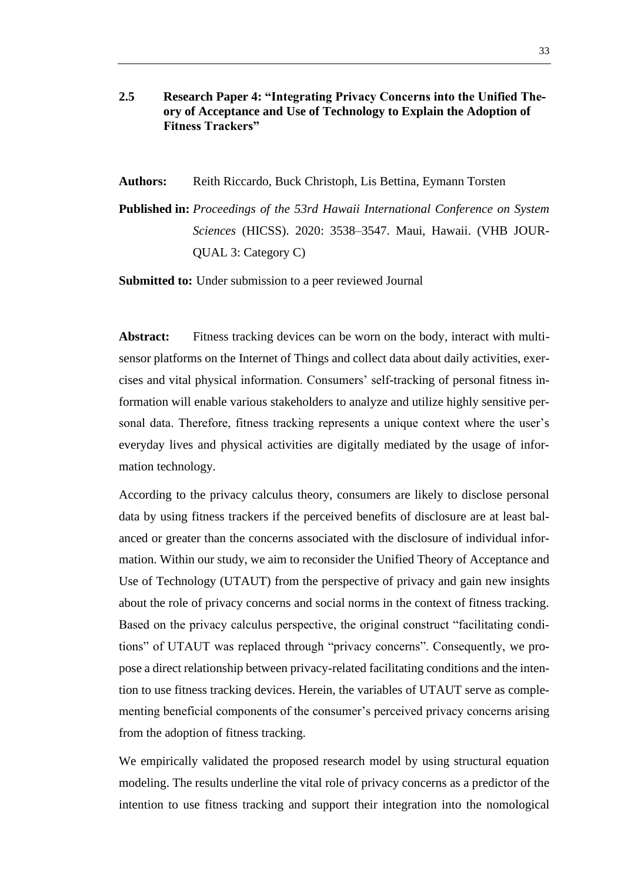## 2.5 Research Paper 4: "Integrating Privacy Concerns into the Unified Theory of Acceptance and Use of Technology to Explain the Adoption of Fitness Trackers"

**Authors:** Reith Riccardo, Buck Christoph, Lis Bettina, Eymann Torsten

**Published in:** *Proceedings of the 53rd Hawaii International Conference on System Sciences* (HICSS). 2020: 3538–3547. Maui, Hawaii. (VHB JOURQUAL 3: Category C)

**Submitted to:** Under submission to a peer reviewed Journal

**Abstract:** Fitness tracking devices can be worn on the body, interact with multi-sensor platforms on the Internet of Things and collect data about daily activities, exercises and vital physical information. Consumers' self-tracking of personal fitness information will enable various stakeholders to analyze and utilize highly sensitive personal data. Therefore, fitness tracking represents a unique context where the user's everyday lives and physical activities are digitally mediated by the usage of information technology.

According to the privacy calculus theory, consumers are likely to disclose personal data by using fitness trackers if the perceived benefits of disclosure are at least balanced or greater than the concerns associated with the disclosure of individual information. Within our study, we aim to reconsider the Unified Theory of Acceptance and Use of Technology (UTAUT) from the perspective of privacy and gain new insights about the role of privacy concerns and social norms in the context of fitness tracking. Based on the privacy calculus perspective, the original construct "facilitating conditions" of UTAUT was replaced through "privacy concerns". Consequently, we propose a direct relationship between privacy-related facilitating conditions and the intention to use fitness tracking devices. Herein, the variables of UTAUT serve as complementing beneficial components of the consumer's perceived privacy concerns arising from the adoption of fitness tracking.

We empirically validated the proposed research model by using structural equation modeling. The results underline the vital role of privacy concerns as a predictor of the intention to use fitness tracking and support their integration into the nomological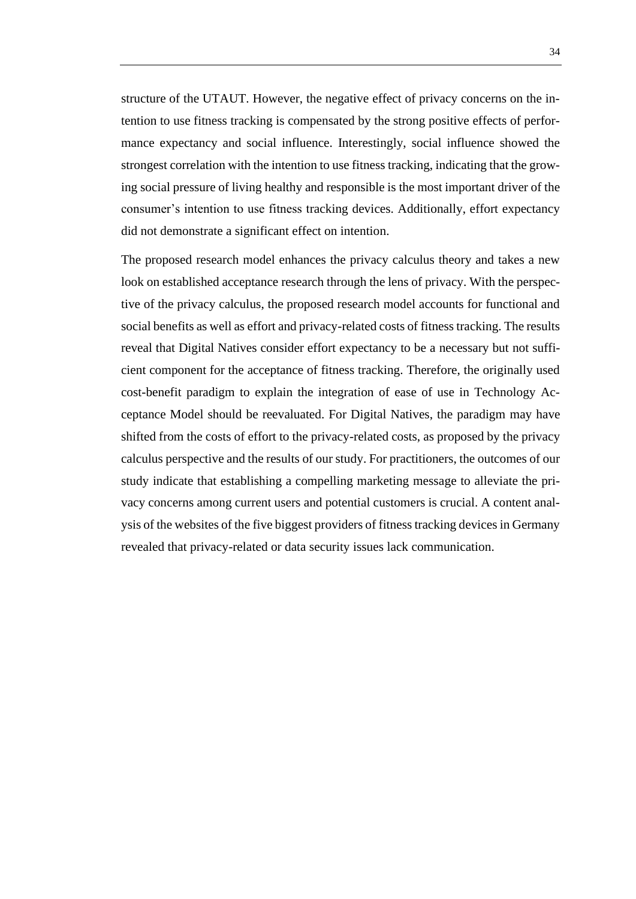structure of the UTAUT. However, the negative effect of privacy concerns on the intention to use fitness tracking is compensated by the strong positive effects of performance expectancy and social influence. Interestingly, social influence showed the strongest correlation with the intention to use fitness tracking, indicating that the growing social pressure of living healthy and responsible is the most important driver of the consumer's intention to use fitness tracking devices. Additionally, effort expectancy did not demonstrate a significant effect on intention.

The proposed research model enhances the privacy calculus theory and takes a new look on established acceptance research through the lens of privacy. With the perspective of the privacy calculus, the proposed research model accounts for functional and social benefits as well as effort and privacy-related costs of fitness tracking. The results reveal that Digital Natives consider effort expectancy to be a necessary but not sufficient component for the acceptance of fitness tracking. Therefore, the originally used cost-benefit paradigm to explain the integration of ease of use in Technology Acceptance Model should be reevaluated. For Digital Natives, the paradigm may have shifted from the costs of effort to the privacy-related costs, as proposed by the privacy calculus perspective and the results of our study. For practitioners, the outcomes of our study indicate that establishing a compelling marketing message to alleviate the privacy concerns among current users and potential customers is crucial. A content analysis of the websites of the five biggest providers of fitness tracking devices in Germany revealed that privacy-related or data security issues lack communication.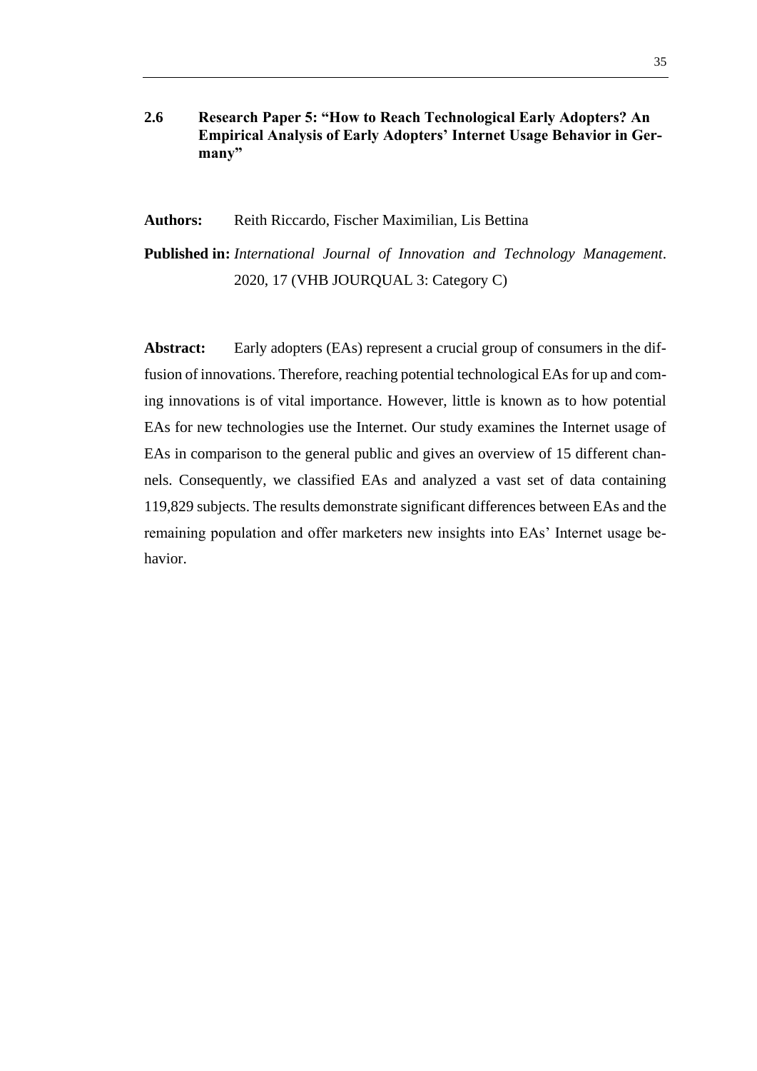## 2.6 Research Paper 5: "How to Reach Technological Early Adopters? An Empirical Analysis of Early Adopters' Internet Usage Behavior in Germany"

**Authors:** Reith Riccardo, Fischer Maximilian, Lis Bettina

**Published in:** *International Journal of Innovation and Technology Management*. 2020, 17 (VHB JOURQUAL 3: Category C)

**Abstract:** Early adopters (EAs) represent a crucial group of consumers in the diffusion of innovations. Therefore, reaching potential technological EAs for up and coming innovations is of vital importance. However, little is known as to how potential EAs for new technologies use the Internet. Our study examines the Internet usage of EAs in comparison to the general public and gives an overview of 15 different channels. Consequently, we classified EAs and analyzed a vast set of data containing 119,829 subjects. The results demonstrate significant differences between EAs and the remaining population and offer marketers new insights into EAs' Internet usage behavior.